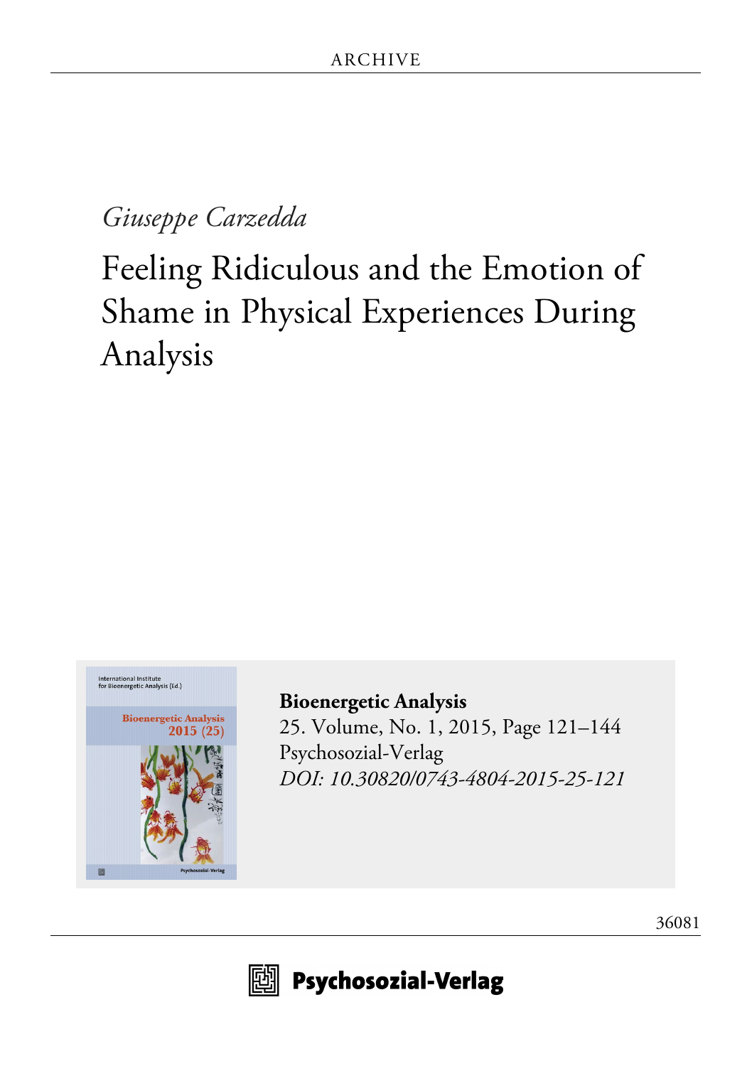ARCHIVE

*Giuseppe Carzedda*

# Feeling Ridiculous and the Emotion of Shame in Physical Experiences During Analysis

**Bioenergetic Analysis**
25. Volume, No. 1, 2015, Page 121–144
Psychosozial-Verlag
*DOI: 10.30820/0743-4804-2015-25-121*

36081

Psychosozial-Verlag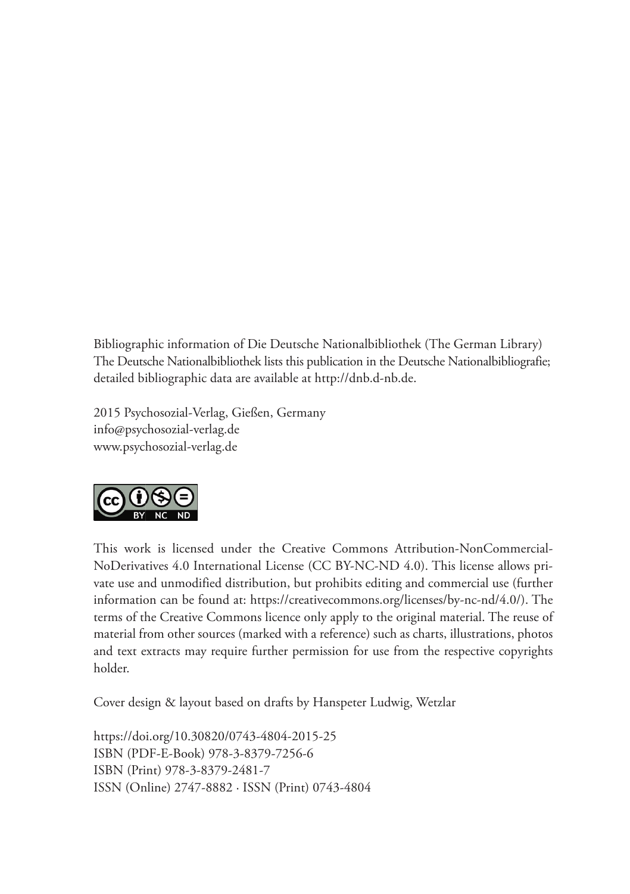Bibliographic information of Die Deutsche Nationalbibliothek (The German Library)
The Deutsche Nationalbibliothek lists this publication in the Deutsche Nationalbibliografie; detailed bibliographic data are available at http://dnb.d-nb.de.

2015 Psychosozial-Verlag, Gießen, Germany
info@psychosozial-verlag.de
www.psychosozial-verlag.de

This work is licensed under the Creative Commons Attribution-NonCommercial-NoDerivatives 4.0 International License (CC BY-NC-ND 4.0). This license allows private use and unmodified distribution, but prohibits editing and commercial use (further information can be found at: https://creativecommons.org/licenses/by-nc-nd/4.0/). The terms of the Creative Commons licence only apply to the original material. The reuse of material from other sources (marked with a reference) such as charts, illustrations, photos and text extracts may require further permission for use from the respective copyrights holder.

Cover design & layout based on drafts by Hanspeter Ludwig, Wetzlar

https://doi.org/10.30820/0743-4804-2015-25
ISBN (PDF-E-Book) 978-3-8379-7256-6
ISBN (Print) 978-3-8379-2481-7
ISSN (Online) 2747-8882 · ISSN (Print) 0743-4804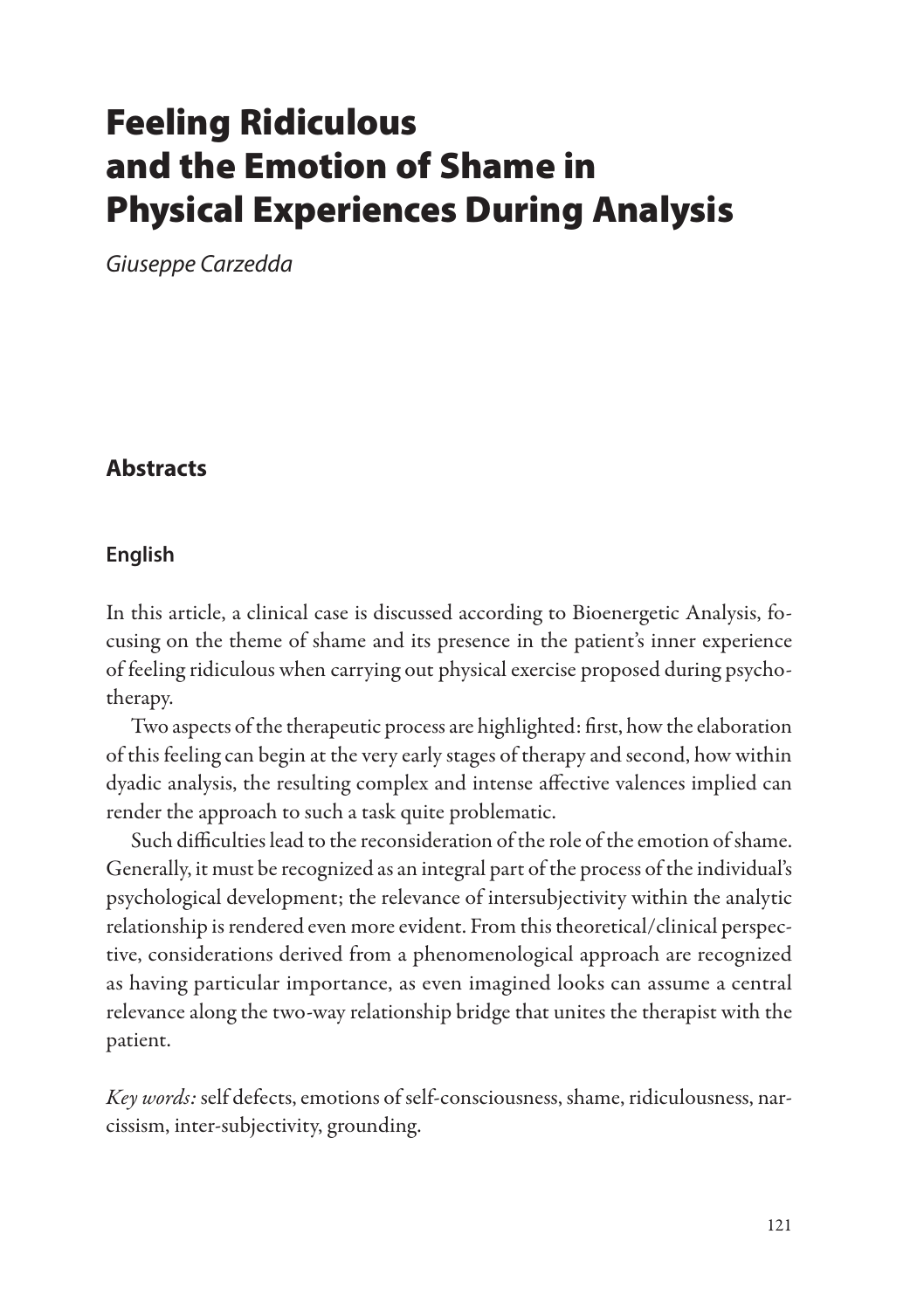# Feeling Ridiculous and the Emotion of Shame in Physical Experiences During Analysis

*Giuseppe Carzedda*

## Abstracts

### English

In this article, a clinical case is discussed according to Bioenergetic Analysis, focusing on the theme of shame and its presence in the patient's inner experience of feeling ridiculous when carrying out physical exercise proposed during psychotherapy.

Two aspects of the therapeutic process are highlighted: first, how the elaboration of this feeling can begin at the very early stages of therapy and second, how within dyadic analysis, the resulting complex and intense affective valences implied can render the approach to such a task quite problematic.

Such difficulties lead to the reconsideration of the role of the emotion of shame. Generally, it must be recognized as an integral part of the process of the individual's psychological development; the relevance of intersubjectivity within the analytic relationship is rendered even more evident. From this theoretical/clinical perspective, considerations derived from a phenomenological approach are recognized as having particular importance, as even imagined looks can assume a central relevance along the two-way relationship bridge that unites the therapist with the patient.

*Key words:* self defects, emotions of self-consciousness, shame, ridiculousness, narcissism, inter-subjectivity, grounding.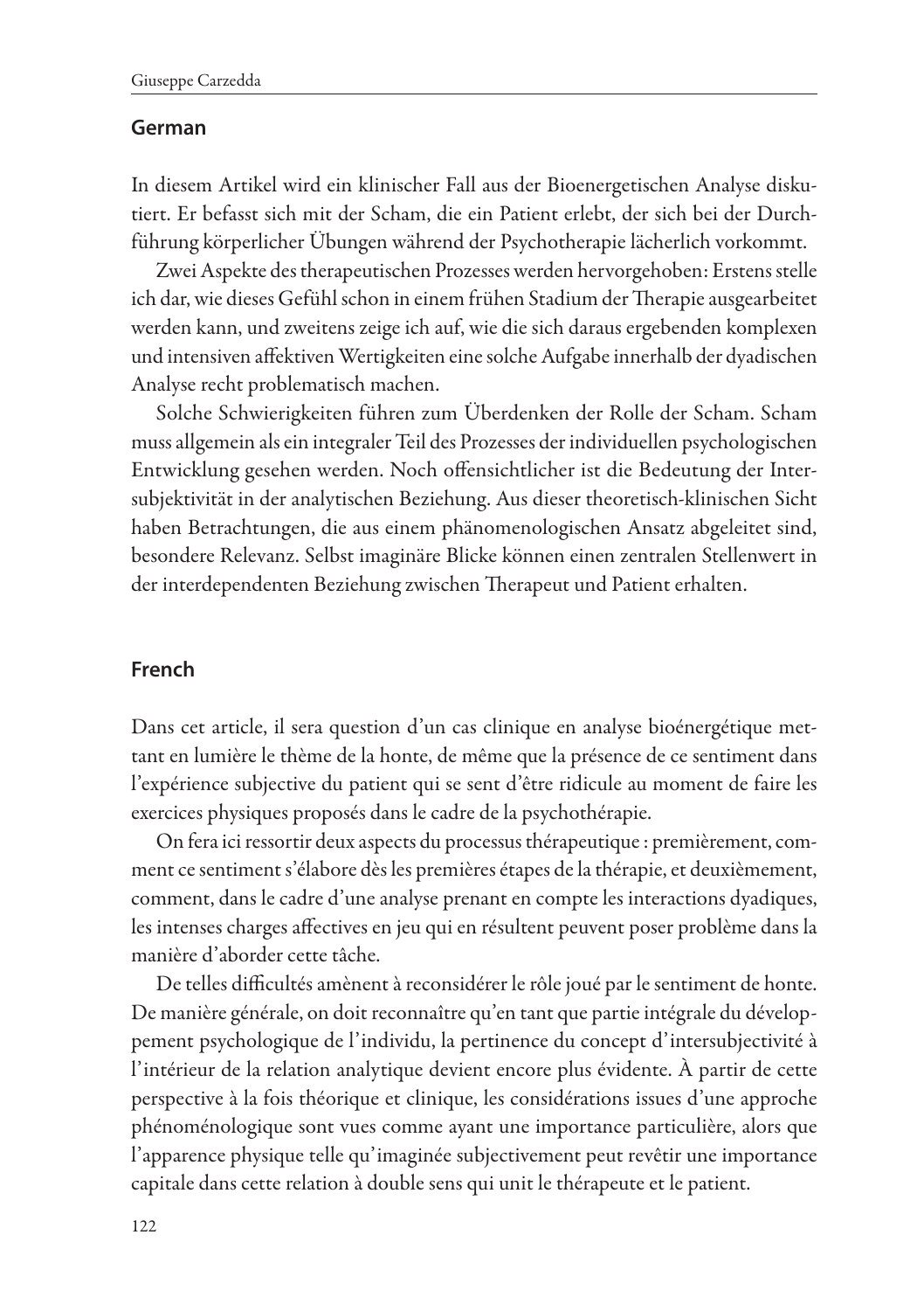## German

In diesem Artikel wird ein klinischer Fall aus der Bioenergetischen Analyse diskutiert. Er befasst sich mit der Scham, die ein Patient erlebt, der sich bei der Durchführung körperlicher Übungen während der Psychotherapie lächerlich vorkommt.

Zwei Aspekte des therapeutischen Prozesses werden hervorgehoben: Erstens stelle ich dar, wie dieses Gefühl schon in einem frühen Stadium der Therapie ausgearbeitet werden kann, und zweitens zeige ich auf, wie die sich daraus ergebenden komplexen und intensiven affektiven Wertigkeiten eine solche Aufgabe innerhalb der dyadischen Analyse recht problematisch machen.

Solche Schwierigkeiten führen zum Überdenken der Rolle der Scham. Scham muss allgemein als ein integraler Teil des Prozesses der individuellen psychologischen Entwicklung gesehen werden. Noch offensichtlicher ist die Bedeutung der Intersubjektivität in der analytischen Beziehung. Aus dieser theoretisch-klinischen Sicht haben Betrachtungen, die aus einem phänomenologischen Ansatz abgeleitet sind, besondere Relevanz. Selbst imaginäre Blicke können einen zentralen Stellenwert in der interdependenten Beziehung zwischen Therapeut und Patient erhalten.

## French

Dans cet article, il sera question d'un cas clinique en analyse bioénergétique mettant en lumière le thème de la honte, de même que la présence de ce sentiment dans l'expérience subjective du patient qui se sent d'être ridicule au moment de faire les exercices physiques proposés dans le cadre de la psychothérapie.

On fera ici ressortir deux aspects du processus thérapeutique : premièrement, comment ce sentiment s'élabore dès les premières étapes de la thérapie, et deuxièmement, comment, dans le cadre d'une analyse prenant en compte les interactions dyadiques, les intenses charges affectives en jeu qui en résultent peuvent poser problème dans la manière d'aborder cette tâche.

De telles difficultés amènent à reconsidérer le rôle joué par le sentiment de honte. De manière générale, on doit reconnaître qu'en tant que partie intégrale du développement psychologique de l'individu, la pertinence du concept d'intersubjectivité à l'intérieur de la relation analytique devient encore plus évidente. À partir de cette perspective à la fois théorique et clinique, les considérations issues d'une approche phénoménologique sont vues comme ayant une importance particulière, alors que l'apparence physique telle qu'imaginée subjectivement peut revêtir une importance capitale dans cette relation à double sens qui unit le thérapeute et le patient.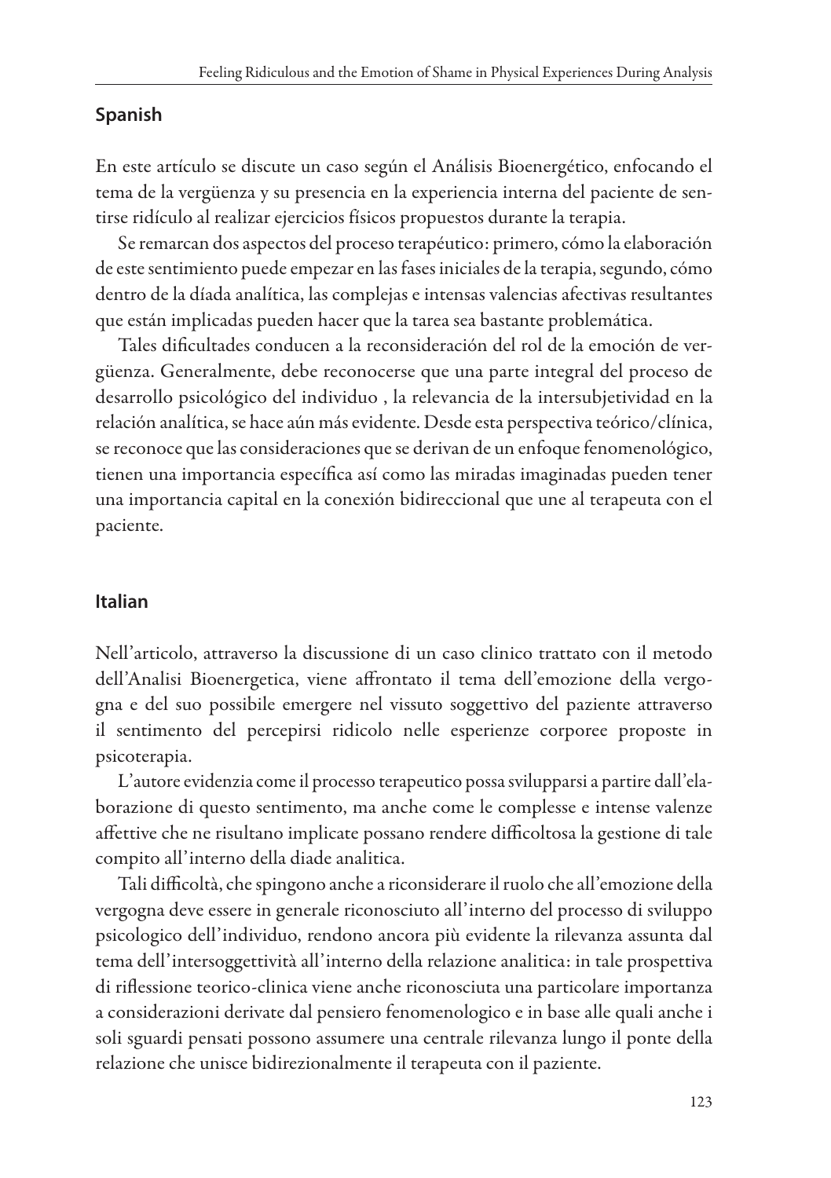## Spanish

En este artículo se discute un caso según el Análisis Bioenergético, enfocando el tema de la vergüenza y su presencia en la experiencia interna del paciente de sentirse ridículo al realizar ejercicios físicos propuestos durante la terapia.

Se remarcan dos aspectos del proceso terapéutico: primero, cómo la elaboración de este sentimiento puede empezar en las fases iniciales de la terapia, segundo, cómo dentro de la díada analítica, las complejas e intensas valencias afectivas resultantes que están implicadas pueden hacer que la tarea sea bastante problemática.

Tales dificultades conducen a la reconsideración del rol de la emoción de vergüenza. Generalmente, debe reconocerse que una parte integral del proceso de desarrollo psicológico del individuo , la relevancia de la intersubjetividad en la relación analítica, se hace aún más evidente. Desde esta perspectiva teórico/clínica, se reconoce que las consideraciones que se derivan de un enfoque fenomenológico, tienen una importancia específica así como las miradas imaginadas pueden tener una importancia capital en la conexión bidireccional que une al terapeuta con el paciente.

## Italian

Nell'articolo, attraverso la discussione di un caso clinico trattato con il metodo dell'Analisi Bioenergetica, viene affrontato il tema dell'emozione della vergogna e del suo possibile emergere nel vissuto soggettivo del paziente attraverso il sentimento del percepirsi ridicolo nelle esperienze corporee proposte in psicoterapia.

L'autore evidenzia come il processo terapeutico possa svilupparsi a partire dall'elaborazione di questo sentimento, ma anche come le complesse e intense valenze affettive che ne risultano implicate possano rendere difficoltosa la gestione di tale compito all'interno della diade analitica.

Tali difficoltà, che spingono anche a riconsiderare il ruolo che all'emozione della vergogna deve essere in generale riconosciuto all'interno del processo di sviluppo psicologico dell'individuo, rendono ancora più evidente la rilevanza assunta dal tema dell'intersoggettività all'interno della relazione analitica: in tale prospettiva di riflessione teorico-clinica viene anche riconosciuta una particolare importanza a considerazioni derivate dal pensiero fenomenologico e in base alle quali anche i soli sguardi pensati possono assumere una centrale rilevanza lungo il ponte della relazione che unisce bidirezionalmente il terapeuta con il paziente.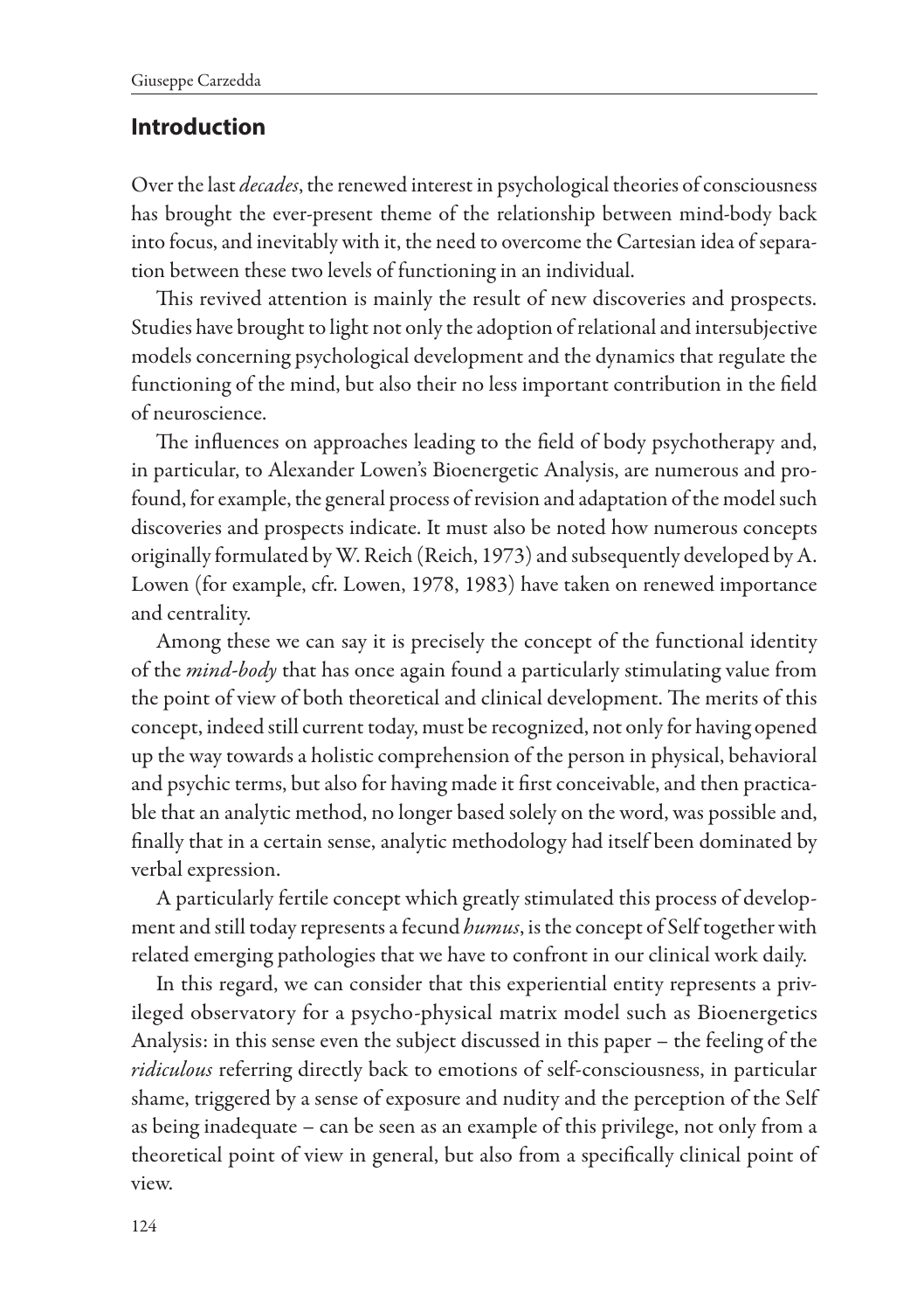## Introduction

Over the last *decades*, the renewed interest in psychological theories of consciousness has brought the ever-present theme of the relationship between mind-body back into focus, and inevitably with it, the need to overcome the Cartesian idea of separation between these two levels of functioning in an individual.

This revived attention is mainly the result of new discoveries and prospects. Studies have brought to light not only the adoption of relational and intersubjective models concerning psychological development and the dynamics that regulate the functioning of the mind, but also their no less important contribution in the field of neuroscience.

The influences on approaches leading to the field of body psychotherapy and, in particular, to Alexander Lowen's Bioenergetic Analysis, are numerous and profound, for example, the general process of revision and adaptation of the model such discoveries and prospects indicate. It must also be noted how numerous concepts originally formulated by W. Reich (Reich, 1973) and subsequently developed by A. Lowen (for example, cfr. Lowen, 1978, 1983) have taken on renewed importance and centrality.

Among these we can say it is precisely the concept of the functional identity of the *mind-body* that has once again found a particularly stimulating value from the point of view of both theoretical and clinical development. The merits of this concept, indeed still current today, must be recognized, not only for having opened up the way towards a holistic comprehension of the person in physical, behavioral and psychic terms, but also for having made it first conceivable, and then practicable that an analytic method, no longer based solely on the word, was possible and, finally that in a certain sense, analytic methodology had itself been dominated by verbal expression.

A particularly fertile concept which greatly stimulated this process of development and still today represents a fecund *humus*, is the concept of Self together with related emerging pathologies that we have to confront in our clinical work daily.

In this regard, we can consider that this experiential entity represents a privileged observatory for a psycho-physical matrix model such as Bioenergetics Analysis: in this sense even the subject discussed in this paper – the feeling of the *ridiculous* referring directly back to emotions of self-consciousness, in particular shame, triggered by a sense of exposure and nudity and the perception of the Self as being inadequate – can be seen as an example of this privilege, not only from a theoretical point of view in general, but also from a specifically clinical point of view.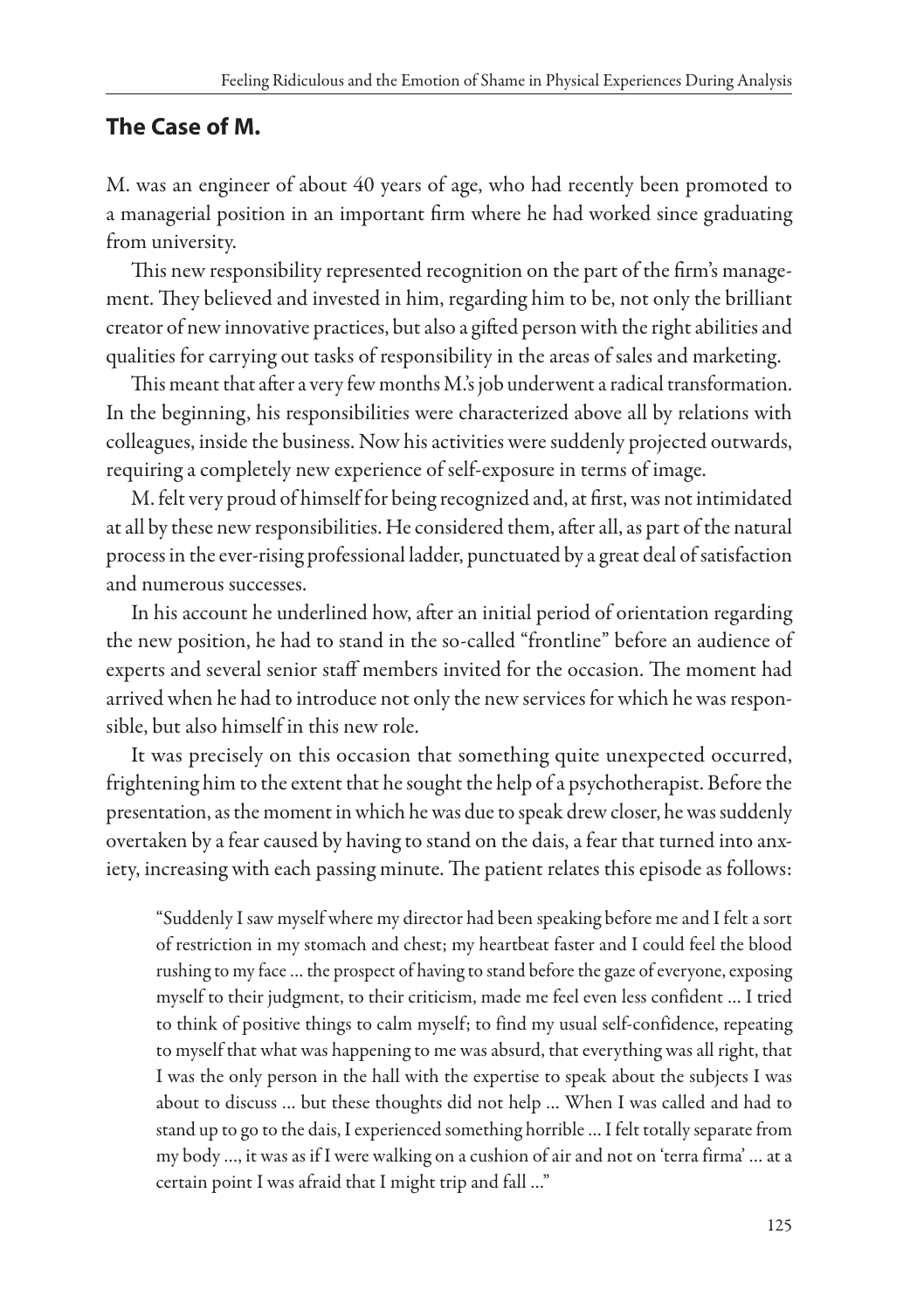## The Case of M.

M. was an engineer of about 40 years of age, who had recently been promoted to a managerial position in an important firm where he had worked since graduating from university.

This new responsibility represented recognition on the part of the firm's management. They believed and invested in him, regarding him to be, not only the brilliant creator of new innovative practices, but also a gifted person with the right abilities and qualities for carrying out tasks of responsibility in the areas of sales and marketing.

This meant that after a very few months M.'s job underwent a radical transformation. In the beginning, his responsibilities were characterized above all by relations with colleagues, inside the business. Now his activities were suddenly projected outwards, requiring a completely new experience of self-exposure in terms of image.

M. felt very proud of himself for being recognized and, at first, was not intimidated at all by these new responsibilities. He considered them, after all, as part of the natural process in the ever-rising professional ladder, punctuated by a great deal of satisfaction and numerous successes.

In his account he underlined how, after an initial period of orientation regarding the new position, he had to stand in the so-called "frontline" before an audience of experts and several senior staff members invited for the occasion. The moment had arrived when he had to introduce not only the new services for which he was responsible, but also himself in this new role.

It was precisely on this occasion that something quite unexpected occurred, frightening him to the extent that he sought the help of a psychotherapist. Before the presentation, as the moment in which he was due to speak drew closer, he was suddenly overtaken by a fear caused by having to stand on the dais, a fear that turned into anxiety, increasing with each passing minute. The patient relates this episode as follows:

> "Suddenly I saw myself where my director had been speaking before me and I felt a sort of restriction in my stomach and chest; my heartbeat faster and I could feel the blood rushing to my face ... the prospect of having to stand before the gaze of everyone, exposing myself to their judgment, to their criticism, made me feel even less confident ... I tried to think of positive things to calm myself; to find my usual self-confidence, repeating to myself that what was happening to me was absurd, that everything was all right, that I was the only person in the hall with the expertise to speak about the subjects I was about to discuss ... but these thoughts did not help ... When I was called and had to stand up to go to the dais, I experienced something horrible ... I felt totally separate from my body ..., it was as if I were walking on a cushion of air and not on 'terra firma' ... at a certain point I was afraid that I might trip and fall ..."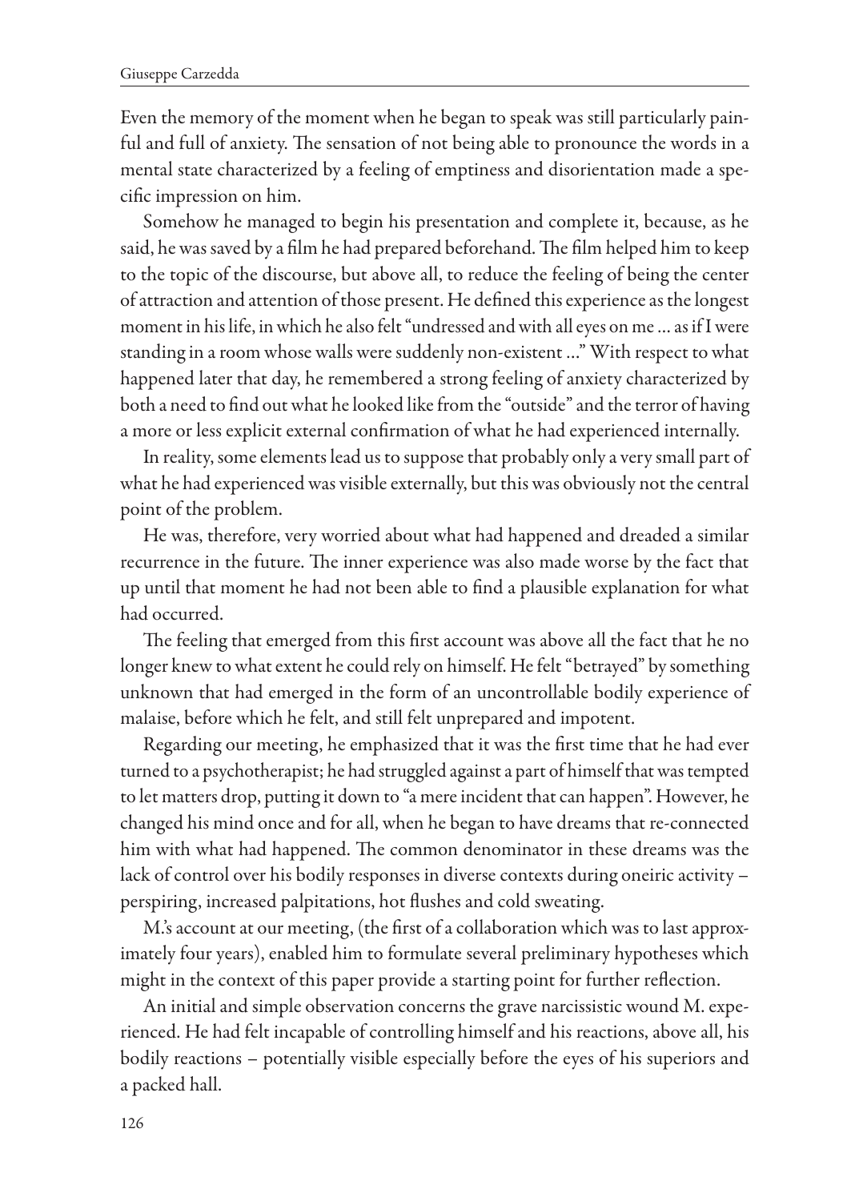Even the memory of the moment when he began to speak was still particularly painful and full of anxiety. The sensation of not being able to pronounce the words in a mental state characterized by a feeling of emptiness and disorientation made a specific impression on him.

Somehow he managed to begin his presentation and complete it, because, as he said, he was saved by a film he had prepared beforehand. The film helped him to keep to the topic of the discourse, but above all, to reduce the feeling of being the center of attraction and attention of those present. He defined this experience as the longest moment in his life, in which he also felt "undressed and with all eyes on me … as if I were standing in a room whose walls were suddenly non-existent …" With respect to what happened later that day, he remembered a strong feeling of anxiety characterized by both a need to find out what he looked like from the "outside" and the terror of having a more or less explicit external confirmation of what he had experienced internally.

In reality, some elements lead us to suppose that probably only a very small part of what he had experienced was visible externally, but this was obviously not the central point of the problem.

He was, therefore, very worried about what had happened and dreaded a similar recurrence in the future. The inner experience was also made worse by the fact that up until that moment he had not been able to find a plausible explanation for what had occurred.

The feeling that emerged from this first account was above all the fact that he no longer knew to what extent he could rely on himself. He felt "betrayed" by something unknown that had emerged in the form of an uncontrollable bodily experience of malaise, before which he felt, and still felt unprepared and impotent.

Regarding our meeting, he emphasized that it was the first time that he had ever turned to a psychotherapist; he had struggled against a part of himself that was tempted to let matters drop, putting it down to "a mere incident that can happen". However, he changed his mind once and for all, when he began to have dreams that re-connected him with what had happened. The common denominator in these dreams was the lack of control over his bodily responses in diverse contexts during oneiric activity – perspiring, increased palpitations, hot flushes and cold sweating.

M.'s account at our meeting, (the first of a collaboration which was to last approximately four years), enabled him to formulate several preliminary hypotheses which might in the context of this paper provide a starting point for further reflection.

An initial and simple observation concerns the grave narcissistic wound M. experienced. He had felt incapable of controlling himself and his reactions, above all, his bodily reactions – potentially visible especially before the eyes of his superiors and a packed hall.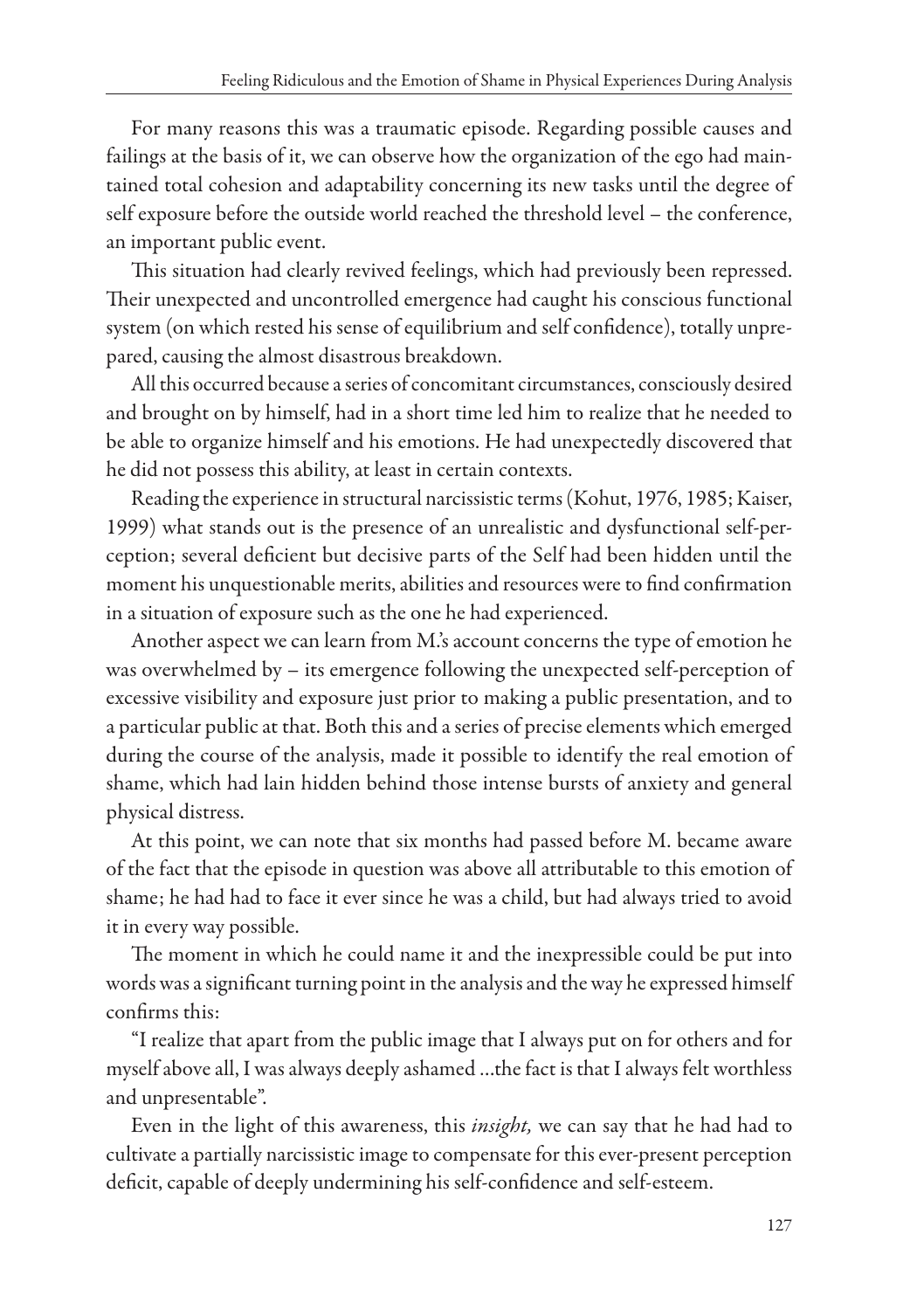For many reasons this was a traumatic episode. Regarding possible causes and failings at the basis of it, we can observe how the organization of the ego had maintained total cohesion and adaptability concerning its new tasks until the degree of self exposure before the outside world reached the threshold level – the conference, an important public event.

This situation had clearly revived feelings, which had previously been repressed. Their unexpected and uncontrolled emergence had caught his conscious functional system (on which rested his sense of equilibrium and self confidence), totally unprepared, causing the almost disastrous breakdown.

All this occurred because a series of concomitant circumstances, consciously desired and brought on by himself, had in a short time led him to realize that he needed to be able to organize himself and his emotions. He had unexpectedly discovered that he did not possess this ability, at least in certain contexts.

Reading the experience in structural narcissistic terms (Kohut, 1976, 1985; Kaiser, 1999) what stands out is the presence of an unrealistic and dysfunctional self-perception; several deficient but decisive parts of the Self had been hidden until the moment his unquestionable merits, abilities and resources were to find confirmation in a situation of exposure such as the one he had experienced.

Another aspect we can learn from M.'s account concerns the type of emotion he was overwhelmed by – its emergence following the unexpected self-perception of excessive visibility and exposure just prior to making a public presentation, and to a particular public at that. Both this and a series of precise elements which emerged during the course of the analysis, made it possible to identify the real emotion of shame, which had lain hidden behind those intense bursts of anxiety and general physical distress.

At this point, we can note that six months had passed before M. became aware of the fact that the episode in question was above all attributable to this emotion of shame; he had had to face it ever since he was a child, but had always tried to avoid it in every way possible.

The moment in which he could name it and the inexpressible could be put into words was a significant turning point in the analysis and the way he expressed himself confirms this:

"I realize that apart from the public image that I always put on for others and for myself above all, I was always deeply ashamed ...the fact is that I always felt worthless and unpresentable".

Even in the light of this awareness, this *insight,* we can say that he had had to cultivate a partially narcissistic image to compensate for this ever-present perception deficit, capable of deeply undermining his self-confidence and self-esteem.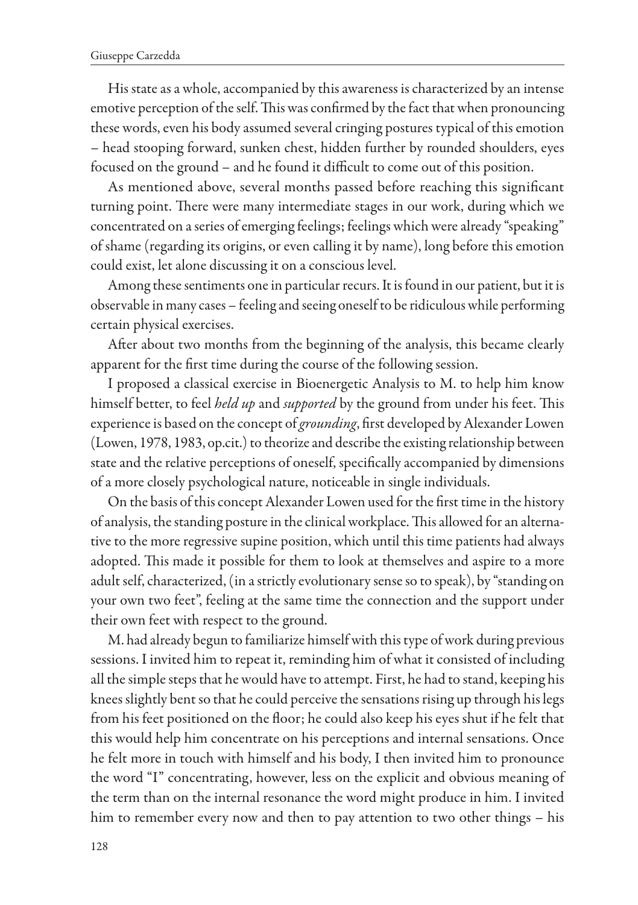His state as a whole, accompanied by this awareness is characterized by an intense emotive perception of the self. This was confirmed by the fact that when pronouncing these words, even his body assumed several cringing postures typical of this emotion – head stooping forward, sunken chest, hidden further by rounded shoulders, eyes focused on the ground – and he found it difficult to come out of this position.

As mentioned above, several months passed before reaching this significant turning point. There were many intermediate stages in our work, during which we concentrated on a series of emerging feelings; feelings which were already "speaking" of shame (regarding its origins, or even calling it by name), long before this emotion could exist, let alone discussing it on a conscious level.

Among these sentiments one in particular recurs. It is found in our patient, but it is observable in many cases – feeling and seeing oneself to be ridiculous while performing certain physical exercises.

After about two months from the beginning of the analysis, this became clearly apparent for the first time during the course of the following session.

I proposed a classical exercise in Bioenergetic Analysis to M. to help him know himself better, to feel *held up* and *supported* by the ground from under his feet. This experience is based on the concept of *grounding*, first developed by Alexander Lowen (Lowen, 1978, 1983, op.cit.) to theorize and describe the existing relationship between state and the relative perceptions of oneself, specifically accompanied by dimensions of a more closely psychological nature, noticeable in single individuals.

On the basis of this concept Alexander Lowen used for the first time in the history of analysis, the standing posture in the clinical workplace. This allowed for an alternative to the more regressive supine position, which until this time patients had always adopted. This made it possible for them to look at themselves and aspire to a more adult self, characterized, (in a strictly evolutionary sense so to speak), by "standing on your own two feet", feeling at the same time the connection and the support under their own feet with respect to the ground.

M. had already begun to familiarize himself with this type of work during previous sessions. I invited him to repeat it, reminding him of what it consisted of including all the simple steps that he would have to attempt. First, he had to stand, keeping his knees slightly bent so that he could perceive the sensations rising up through his legs from his feet positioned on the floor; he could also keep his eyes shut if he felt that this would help him concentrate on his perceptions and internal sensations. Once he felt more in touch with himself and his body, I then invited him to pronounce the word "I" concentrating, however, less on the explicit and obvious meaning of the term than on the internal resonance the word might produce in him. I invited him to remember every now and then to pay attention to two other things – his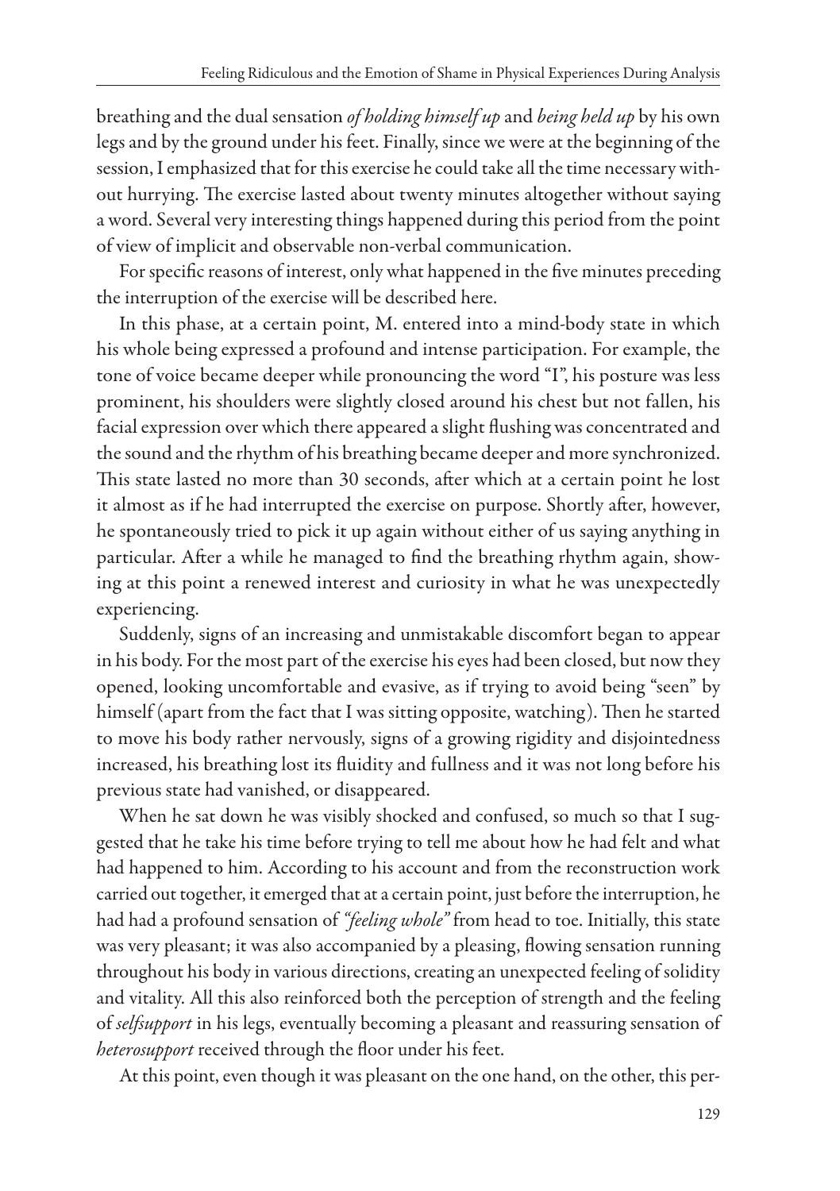breathing and the dual sensation *of holding himself up* and *being held up* by his own legs and by the ground under his feet. Finally, since we were at the beginning of the session, I emphasized that for this exercise he could take all the time necessary without hurrying. The exercise lasted about twenty minutes altogether without saying a word. Several very interesting things happened during this period from the point of view of implicit and observable non-verbal communication.

For specific reasons of interest, only what happened in the five minutes preceding the interruption of the exercise will be described here.

In this phase, at a certain point, M. entered into a mind-body state in which his whole being expressed a profound and intense participation. For example, the tone of voice became deeper while pronouncing the word "I", his posture was less prominent, his shoulders were slightly closed around his chest but not fallen, his facial expression over which there appeared a slight flushing was concentrated and the sound and the rhythm of his breathing became deeper and more synchronized. This state lasted no more than 30 seconds, after which at a certain point he lost it almost as if he had interrupted the exercise on purpose. Shortly after, however, he spontaneously tried to pick it up again without either of us saying anything in particular. After a while he managed to find the breathing rhythm again, showing at this point a renewed interest and curiosity in what he was unexpectedly experiencing.

Suddenly, signs of an increasing and unmistakable discomfort began to appear in his body. For the most part of the exercise his eyes had been closed, but now they opened, looking uncomfortable and evasive, as if trying to avoid being "seen" by himself (apart from the fact that I was sitting opposite, watching). Then he started to move his body rather nervously, signs of a growing rigidity and disjointedness increased, his breathing lost its fluidity and fullness and it was not long before his previous state had vanished, or disappeared.

When he sat down he was visibly shocked and confused, so much so that I suggested that he take his time before trying to tell me about how he had felt and what had happened to him. According to his account and from the reconstruction work carried out together, it emerged that at a certain point, just before the interruption, he had had a profound sensation of *"feeling whole"* from head to toe. Initially, this state was very pleasant; it was also accompanied by a pleasing, flowing sensation running throughout his body in various directions, creating an unexpected feeling of solidity and vitality. All this also reinforced both the perception of strength and the feeling of *selfsupport* in his legs, eventually becoming a pleasant and reassuring sensation of *heterosupport* received through the floor under his feet.

At this point, even though it was pleasant on the one hand, on the other, this per-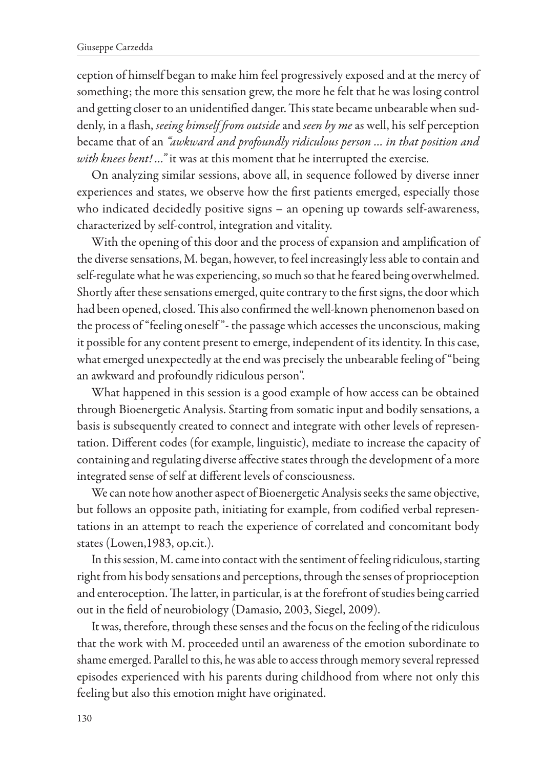ception of himself began to make him feel progressively exposed and at the mercy of something; the more this sensation grew, the more he felt that he was losing control and getting closer to an unidentified danger. This state became unbearable when suddenly, in a flash, *seeing himself from outside* and *seen by me* as well, his self perception became that of an *"awkward and profoundly ridiculous person … in that position and with knees bent! …"* it was at this moment that he interrupted the exercise.

On analyzing similar sessions, above all, in sequence followed by diverse inner experiences and states, we observe how the first patients emerged, especially those who indicated decidedly positive signs – an opening up towards self-awareness, characterized by self-control, integration and vitality.

With the opening of this door and the process of expansion and amplification of the diverse sensations, M. began, however, to feel increasingly less able to contain and self-regulate what he was experiencing, so much so that he feared being overwhelmed. Shortly after these sensations emerged, quite contrary to the first signs, the door which had been opened, closed. This also confirmed the well-known phenomenon based on the process of "feeling oneself"- the passage which accesses the unconscious, making it possible for any content present to emerge, independent of its identity. In this case, what emerged unexpectedly at the end was precisely the unbearable feeling of "being an awkward and profoundly ridiculous person".

What happened in this session is a good example of how access can be obtained through Bioenergetic Analysis. Starting from somatic input and bodily sensations, a basis is subsequently created to connect and integrate with other levels of representation. Different codes (for example, linguistic), mediate to increase the capacity of containing and regulating diverse affective states through the development of a more integrated sense of self at different levels of consciousness.

We can note how another aspect of Bioenergetic Analysis seeks the same objective, but follows an opposite path, initiating for example, from codified verbal representations in an attempt to reach the experience of correlated and concomitant body states (Lowen,1983, op.cit.).

In this session, M. came into contact with the sentiment of feeling ridiculous, starting right from his body sensations and perceptions, through the senses of proprioception and enteroception. The latter, in particular, is at the forefront of studies being carried out in the field of neurobiology (Damasio, 2003, Siegel, 2009).

It was, therefore, through these senses and the focus on the feeling of the ridiculous that the work with M. proceeded until an awareness of the emotion subordinate to shame emerged. Parallel to this, he was able to access through memory several repressed episodes experienced with his parents during childhood from where not only this feeling but also this emotion might have originated.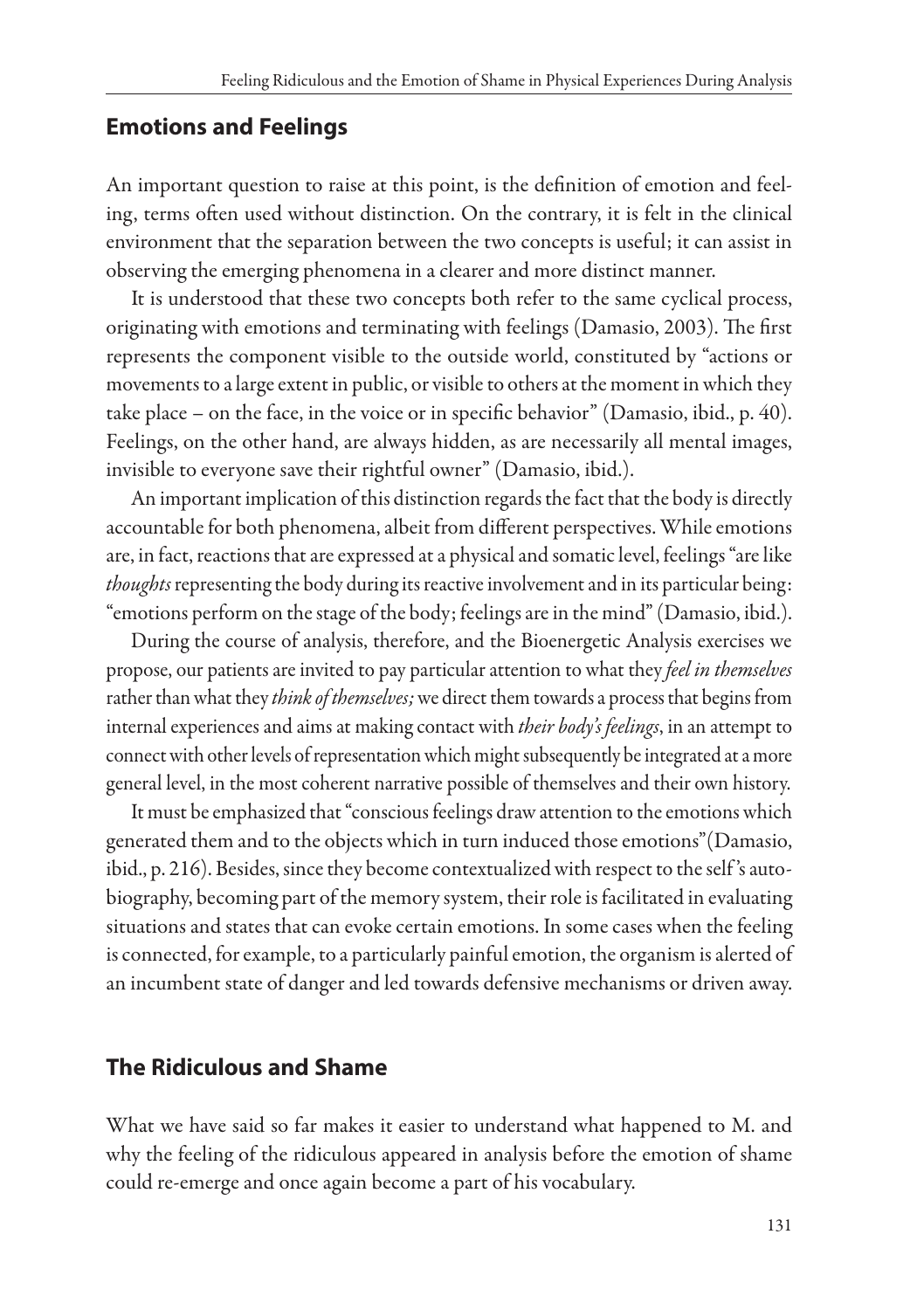## Emotions and Feelings

An important question to raise at this point, is the definition of emotion and feeling, terms often used without distinction. On the contrary, it is felt in the clinical environment that the separation between the two concepts is useful; it can assist in observing the emerging phenomena in a clearer and more distinct manner.

It is understood that these two concepts both refer to the same cyclical process, originating with emotions and terminating with feelings (Damasio, 2003). The first represents the component visible to the outside world, constituted by "actions or movements to a large extent in public, or visible to others at the moment in which they take place – on the face, in the voice or in specific behavior" (Damasio, ibid., p. 40). Feelings, on the other hand, are always hidden, as are necessarily all mental images, invisible to everyone save their rightful owner" (Damasio, ibid.).

An important implication of this distinction regards the fact that the body is directly accountable for both phenomena, albeit from different perspectives. While emotions are, in fact, reactions that are expressed at a physical and somatic level, feelings "are like *thoughts* representing the body during its reactive involvement and in its particular being: "emotions perform on the stage of the body; feelings are in the mind" (Damasio, ibid.).

During the course of analysis, therefore, and the Bioenergetic Analysis exercises we propose, our patients are invited to pay particular attention to what they *feel in themselves* rather than what they *think of themselves;* we direct them towards a process that begins from internal experiences and aims at making contact with *their body's feelings*, in an attempt to connect with other levels of representation which might subsequently be integrated at a more general level, in the most coherent narrative possible of themselves and their own history.

It must be emphasized that "conscious feelings draw attention to the emotions which generated them and to the objects which in turn induced those emotions"(Damasio, ibid., p. 216). Besides, since they become contextualized with respect to the self's autobiography, becoming part of the memory system, their role is facilitated in evaluating situations and states that can evoke certain emotions. In some cases when the feeling is connected, for example, to a particularly painful emotion, the organism is alerted of an incumbent state of danger and led towards defensive mechanisms or driven away.

## The Ridiculous and Shame

What we have said so far makes it easier to understand what happened to M. and why the feeling of the ridiculous appeared in analysis before the emotion of shame could re-emerge and once again become a part of his vocabulary.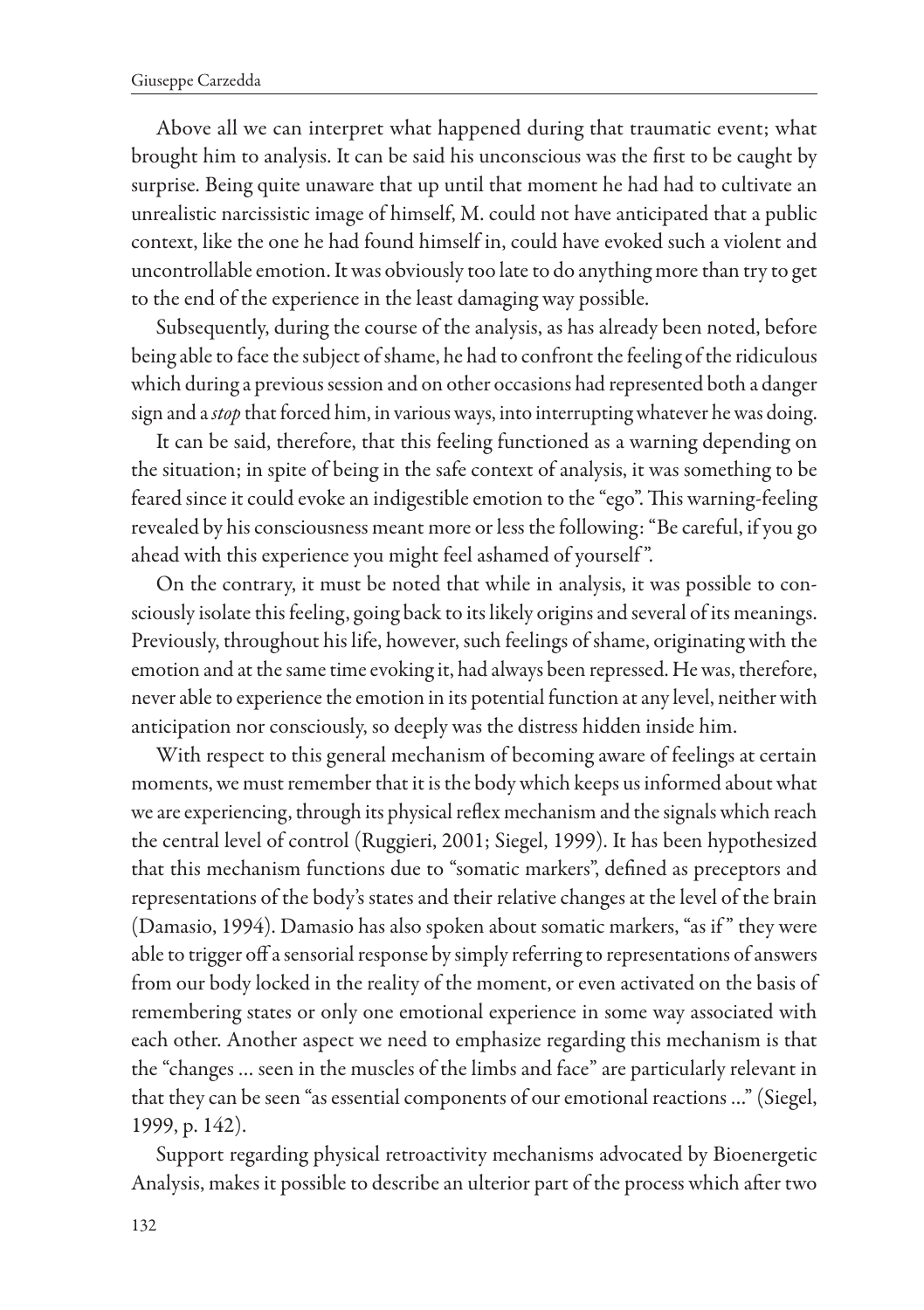Above all we can interpret what happened during that traumatic event; what brought him to analysis. It can be said his unconscious was the first to be caught by surprise. Being quite unaware that up until that moment he had had to cultivate an unrealistic narcissistic image of himself, M. could not have anticipated that a public context, like the one he had found himself in, could have evoked such a violent and uncontrollable emotion. It was obviously too late to do anything more than try to get to the end of the experience in the least damaging way possible.

Subsequently, during the course of the analysis, as has already been noted, before being able to face the subject of shame, he had to confront the feeling of the ridiculous which during a previous session and on other occasions had represented both a danger sign and a *stop* that forced him, in various ways, into interrupting whatever he was doing.

It can be said, therefore, that this feeling functioned as a warning depending on the situation; in spite of being in the safe context of analysis, it was something to be feared since it could evoke an indigestible emotion to the "ego". This warning-feeling revealed by his consciousness meant more or less the following: "Be careful, if you go ahead with this experience you might feel ashamed of yourself".

On the contrary, it must be noted that while in analysis, it was possible to consciously isolate this feeling, going back to its likely origins and several of its meanings. Previously, throughout his life, however, such feelings of shame, originating with the emotion and at the same time evoking it, had always been repressed. He was, therefore, never able to experience the emotion in its potential function at any level, neither with anticipation nor consciously, so deeply was the distress hidden inside him.

With respect to this general mechanism of becoming aware of feelings at certain moments, we must remember that it is the body which keeps us informed about what we are experiencing, through its physical reflex mechanism and the signals which reach the central level of control (Ruggieri, 2001; Siegel, 1999). It has been hypothesized that this mechanism functions due to "somatic markers", defined as preceptors and representations of the body's states and their relative changes at the level of the brain (Damasio, 1994). Damasio has also spoken about somatic markers, "as if" they were able to trigger off a sensorial response by simply referring to representations of answers from our body locked in the reality of the moment, or even activated on the basis of remembering states or only one emotional experience in some way associated with each other. Another aspect we need to emphasize regarding this mechanism is that the "changes ... seen in the muscles of the limbs and face" are particularly relevant in that they can be seen "as essential components of our emotional reactions ..." (Siegel, 1999, p. 142).

Support regarding physical retroactivity mechanisms advocated by Bioenergetic Analysis, makes it possible to describe an ulterior part of the process which after two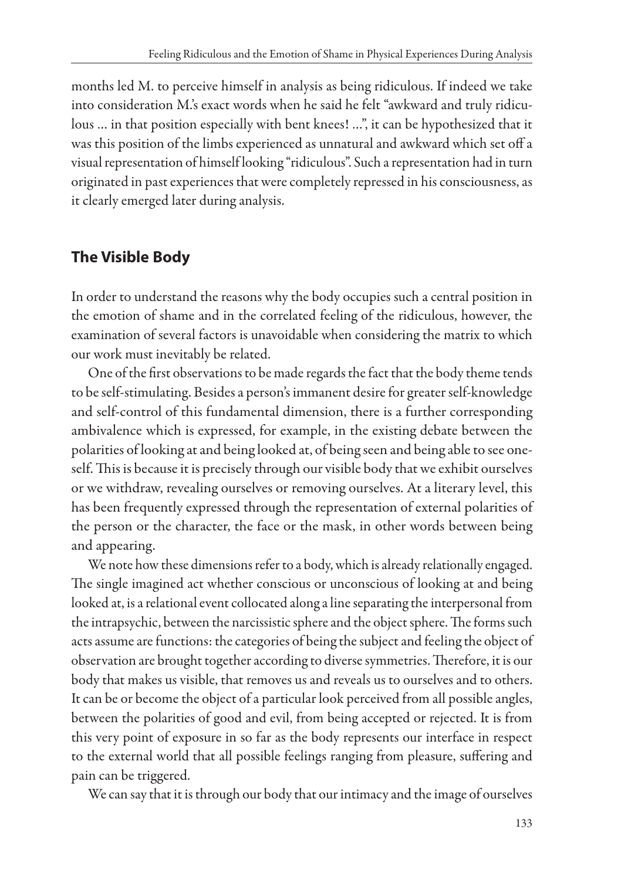months led M. to perceive himself in analysis as being ridiculous. If indeed we take into consideration M.'s exact words when he said he felt "awkward and truly ridiculous ... in that position especially with bent knees! ...", it can be hypothesized that it was this position of the limbs experienced as unnatural and awkward which set off a visual representation of himself looking "ridiculous". Such a representation had in turn originated in past experiences that were completely repressed in his consciousness, as it clearly emerged later during analysis.

## The Visible Body

In order to understand the reasons why the body occupies such a central position in the emotion of shame and in the correlated feeling of the ridiculous, however, the examination of several factors is unavoidable when considering the matrix to which our work must inevitably be related.

One of the first observations to be made regards the fact that the body theme tends to be self-stimulating. Besides a person's immanent desire for greater self-knowledge and self-control of this fundamental dimension, there is a further corresponding ambivalence which is expressed, for example, in the existing debate between the polarities of looking at and being looked at, of being seen and being able to see oneself. This is because it is precisely through our visible body that we exhibit ourselves or we withdraw, revealing ourselves or removing ourselves. At a literary level, this has been frequently expressed through the representation of external polarities of the person or the character, the face or the mask, in other words between being and appearing.

We note how these dimensions refer to a body, which is already relationally engaged. The single imagined act whether conscious or unconscious of looking at and being looked at, is a relational event collocated along a line separating the interpersonal from the intrapsychic, between the narcissistic sphere and the object sphere. The forms such acts assume are functions: the categories of being the subject and feeling the object of observation are brought together according to diverse symmetries. Therefore, it is our body that makes us visible, that removes us and reveals us to ourselves and to others. It can be or become the object of a particular look perceived from all possible angles, between the polarities of good and evil, from being accepted or rejected. It is from this very point of exposure in so far as the body represents our interface in respect to the external world that all possible feelings ranging from pleasure, suffering and pain can be triggered.

We can say that it is through our body that our intimacy and the image of ourselves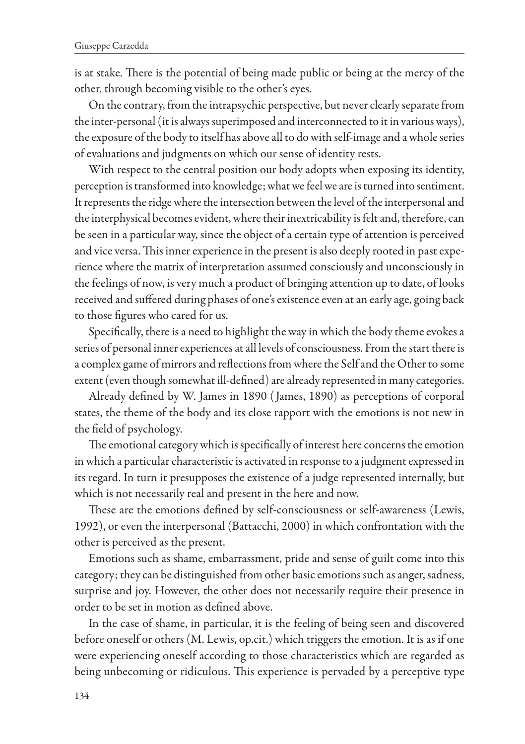is at stake. There is the potential of being made public or being at the mercy of the other, through becoming visible to the other's eyes.

On the contrary, from the intrapsychic perspective, but never clearly separate from the inter-personal (it is always superimposed and interconnected to it in various ways), the exposure of the body to itself has above all to do with self-image and a whole series of evaluations and judgments on which our sense of identity rests.

With respect to the central position our body adopts when exposing its identity, perception is transformed into knowledge; what we feel we are is turned into sentiment. It represents the ridge where the intersection between the level of the interpersonal and the interphysical becomes evident, where their inextricability is felt and, therefore, can be seen in a particular way, since the object of a certain type of attention is perceived and vice versa. This inner experience in the present is also deeply rooted in past experience where the matrix of interpretation assumed consciously and unconsciously in the feelings of now, is very much a product of bringing attention up to date, of looks received and suffered during phases of one's existence even at an early age, going back to those figures who cared for us.

Specifically, there is a need to highlight the way in which the body theme evokes a series of personal inner experiences at all levels of consciousness. From the start there is a complex game of mirrors and reflections from where the Self and the Other to some extent (even though somewhat ill-defined) are already represented in many categories.

Already defined by W. James in 1890 (James, 1890) as perceptions of corporal states, the theme of the body and its close rapport with the emotions is not new in the field of psychology.

The emotional category which is specifically of interest here concerns the emotion in which a particular characteristic is activated in response to a judgment expressed in its regard. In turn it presupposes the existence of a judge represented internally, but which is not necessarily real and present in the here and now.

These are the emotions defined by self-consciousness or self-awareness (Lewis, 1992), or even the interpersonal (Battacchi, 2000) in which confrontation with the other is perceived as the present.

Emotions such as shame, embarrassment, pride and sense of guilt come into this category; they can be distinguished from other basic emotions such as anger, sadness, surprise and joy. However, the other does not necessarily require their presence in order to be set in motion as defined above.

In the case of shame, in particular, it is the feeling of being seen and discovered before oneself or others (M. Lewis, op.cit.) which triggers the emotion. It is as if one were experiencing oneself according to those characteristics which are regarded as being unbecoming or ridiculous. This experience is pervaded by a perceptive type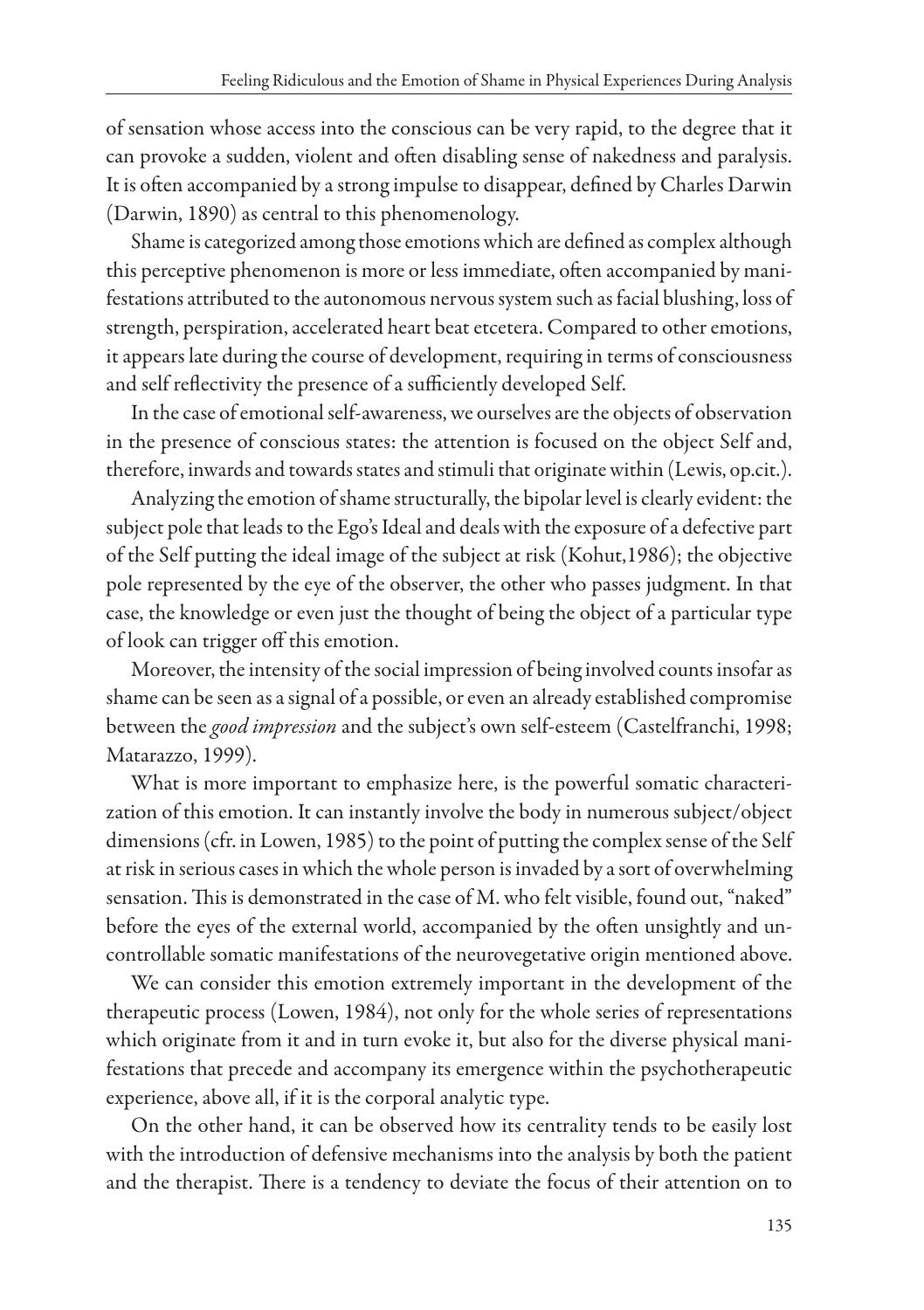of sensation whose access into the conscious can be very rapid, to the degree that it can provoke a sudden, violent and often disabling sense of nakedness and paralysis. It is often accompanied by a strong impulse to disappear, defined by Charles Darwin (Darwin, 1890) as central to this phenomenology.

Shame is categorized among those emotions which are defined as complex although this perceptive phenomenon is more or less immediate, often accompanied by manifestations attributed to the autonomous nervous system such as facial blushing, loss of strength, perspiration, accelerated heart beat etcetera. Compared to other emotions, it appears late during the course of development, requiring in terms of consciousness and self reflectivity the presence of a sufficiently developed Self.

In the case of emotional self-awareness, we ourselves are the objects of observation in the presence of conscious states: the attention is focused on the object Self and, therefore, inwards and towards states and stimuli that originate within (Lewis, op.cit.).

Analyzing the emotion of shame structurally, the bipolar level is clearly evident: the subject pole that leads to the Ego's Ideal and deals with the exposure of a defective part of the Self putting the ideal image of the subject at risk (Kohut,1986); the objective pole represented by the eye of the observer, the other who passes judgment. In that case, the knowledge or even just the thought of being the object of a particular type of look can trigger off this emotion.

Moreover, the intensity of the social impression of being involved counts insofar as shame can be seen as a signal of a possible, or even an already established compromise between the *good impression* and the subject's own self-esteem (Castelfranchi, 1998; Matarazzo, 1999).

What is more important to emphasize here, is the powerful somatic characterization of this emotion. It can instantly involve the body in numerous subject/object dimensions (cfr. in Lowen, 1985) to the point of putting the complex sense of the Self at risk in serious cases in which the whole person is invaded by a sort of overwhelming sensation. This is demonstrated in the case of M. who felt visible, found out, "naked" before the eyes of the external world, accompanied by the often unsightly and uncontrollable somatic manifestations of the neurovegetative origin mentioned above.

We can consider this emotion extremely important in the development of the therapeutic process (Lowen, 1984), not only for the whole series of representations which originate from it and in turn evoke it, but also for the diverse physical manifestations that precede and accompany its emergence within the psychotherapeutic experience, above all, if it is the corporal analytic type.

On the other hand, it can be observed how its centrality tends to be easily lost with the introduction of defensive mechanisms into the analysis by both the patient and the therapist. There is a tendency to deviate the focus of their attention on to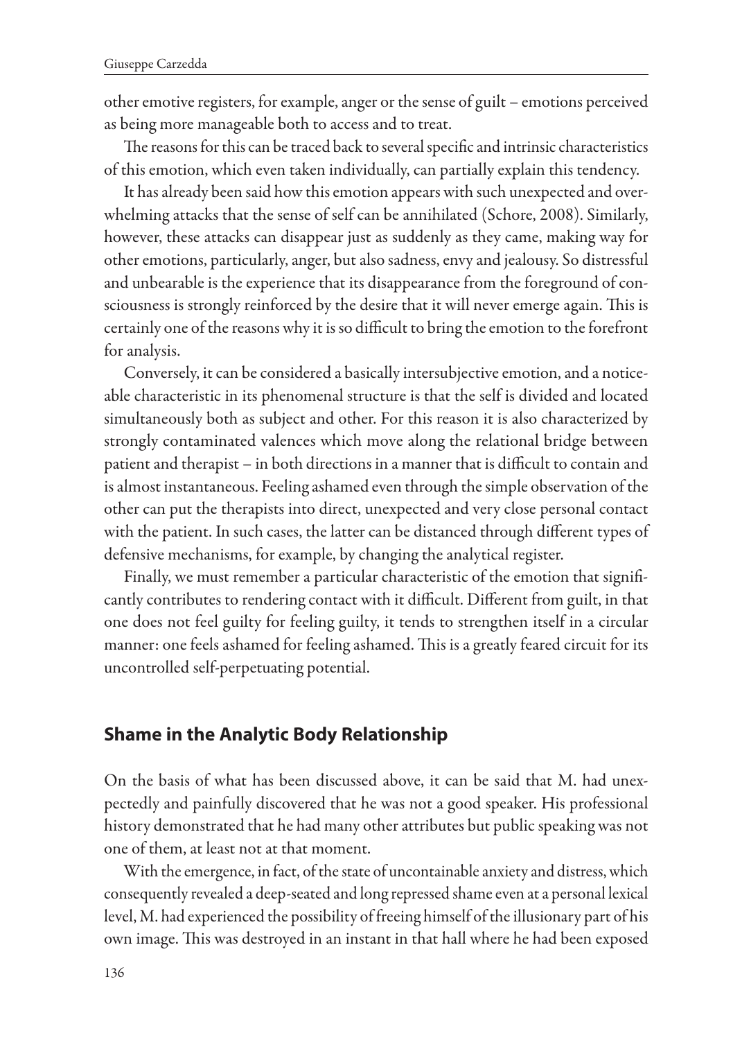other emotive registers, for example, anger or the sense of guilt – emotions perceived as being more manageable both to access and to treat.

The reasons for this can be traced back to several specific and intrinsic characteristics of this emotion, which even taken individually, can partially explain this tendency.

It has already been said how this emotion appears with such unexpected and overwhelming attacks that the sense of self can be annihilated (Schore, 2008). Similarly, however, these attacks can disappear just as suddenly as they came, making way for other emotions, particularly, anger, but also sadness, envy and jealousy. So distressful and unbearable is the experience that its disappearance from the foreground of consciousness is strongly reinforced by the desire that it will never emerge again. This is certainly one of the reasons why it is so difficult to bring the emotion to the forefront for analysis.

Conversely, it can be considered a basically intersubjective emotion, and a noticeable characteristic in its phenomenal structure is that the self is divided and located simultaneously both as subject and other. For this reason it is also characterized by strongly contaminated valences which move along the relational bridge between patient and therapist – in both directions in a manner that is difficult to contain and is almost instantaneous. Feeling ashamed even through the simple observation of the other can put the therapists into direct, unexpected and very close personal contact with the patient. In such cases, the latter can be distanced through different types of defensive mechanisms, for example, by changing the analytical register.

Finally, we must remember a particular characteristic of the emotion that significantly contributes to rendering contact with it difficult. Different from guilt, in that one does not feel guilty for feeling guilty, it tends to strengthen itself in a circular manner: one feels ashamed for feeling ashamed. This is a greatly feared circuit for its uncontrolled self-perpetuating potential.

## Shame in the Analytic Body Relationship

On the basis of what has been discussed above, it can be said that M. had unexpectedly and painfully discovered that he was not a good speaker. His professional history demonstrated that he had many other attributes but public speaking was not one of them, at least not at that moment.

With the emergence, in fact, of the state of uncontainable anxiety and distress, which consequently revealed a deep-seated and long repressed shame even at a personal lexical level, M. had experienced the possibility of freeing himself of the illusionary part of his own image. This was destroyed in an instant in that hall where he had been exposed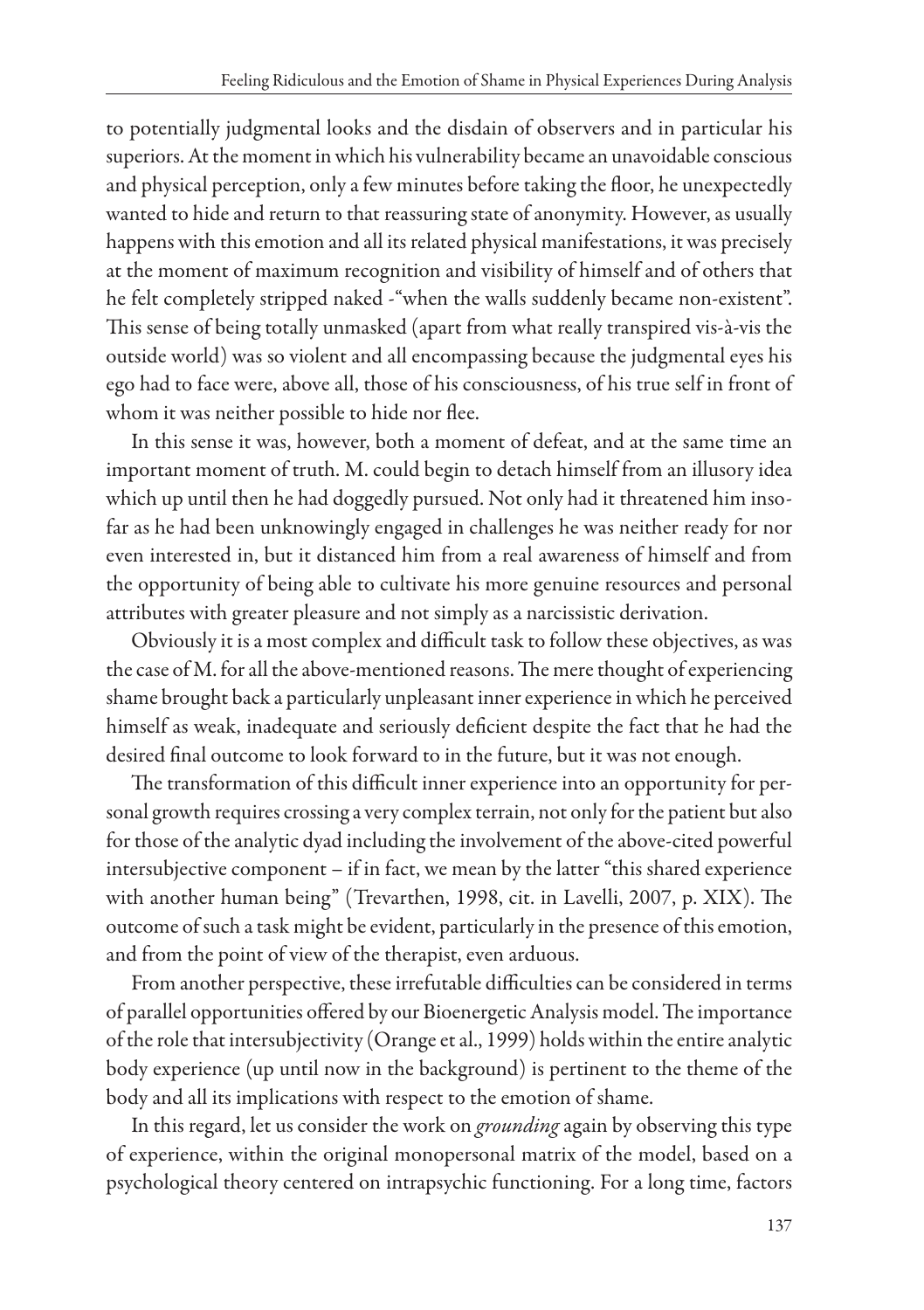to potentially judgmental looks and the disdain of observers and in particular his superiors. At the moment in which his vulnerability became an unavoidable conscious and physical perception, only a few minutes before taking the floor, he unexpectedly wanted to hide and return to that reassuring state of anonymity. However, as usually happens with this emotion and all its related physical manifestations, it was precisely at the moment of maximum recognition and visibility of himself and of others that he felt completely stripped naked -"when the walls suddenly became non-existent". This sense of being totally unmasked (apart from what really transpired vis-à-vis the outside world) was so violent and all encompassing because the judgmental eyes his ego had to face were, above all, those of his consciousness, of his true self in front of whom it was neither possible to hide nor flee.

In this sense it was, however, both a moment of defeat, and at the same time an important moment of truth. M. could begin to detach himself from an illusory idea which up until then he had doggedly pursued. Not only had it threatened him insofar as he had been unknowingly engaged in challenges he was neither ready for nor even interested in, but it distanced him from a real awareness of himself and from the opportunity of being able to cultivate his more genuine resources and personal attributes with greater pleasure and not simply as a narcissistic derivation.

Obviously it is a most complex and difficult task to follow these objectives, as was the case of M. for all the above-mentioned reasons. The mere thought of experiencing shame brought back a particularly unpleasant inner experience in which he perceived himself as weak, inadequate and seriously deficient despite the fact that he had the desired final outcome to look forward to in the future, but it was not enough.

The transformation of this difficult inner experience into an opportunity for personal growth requires crossing a very complex terrain, not only for the patient but also for those of the analytic dyad including the involvement of the above-cited powerful intersubjective component – if in fact, we mean by the latter "this shared experience with another human being" (Trevarthen, 1998, cit. in Lavelli, 2007, p. XIX). The outcome of such a task might be evident, particularly in the presence of this emotion, and from the point of view of the therapist, even arduous.

From another perspective, these irrefutable difficulties can be considered in terms of parallel opportunities offered by our Bioenergetic Analysis model. The importance of the role that intersubjectivity (Orange et al., 1999) holds within the entire analytic body experience (up until now in the background) is pertinent to the theme of the body and all its implications with respect to the emotion of shame.

In this regard, let us consider the work on *grounding* again by observing this type of experience, within the original monopersonal matrix of the model, based on a psychological theory centered on intrapsychic functioning. For a long time, factors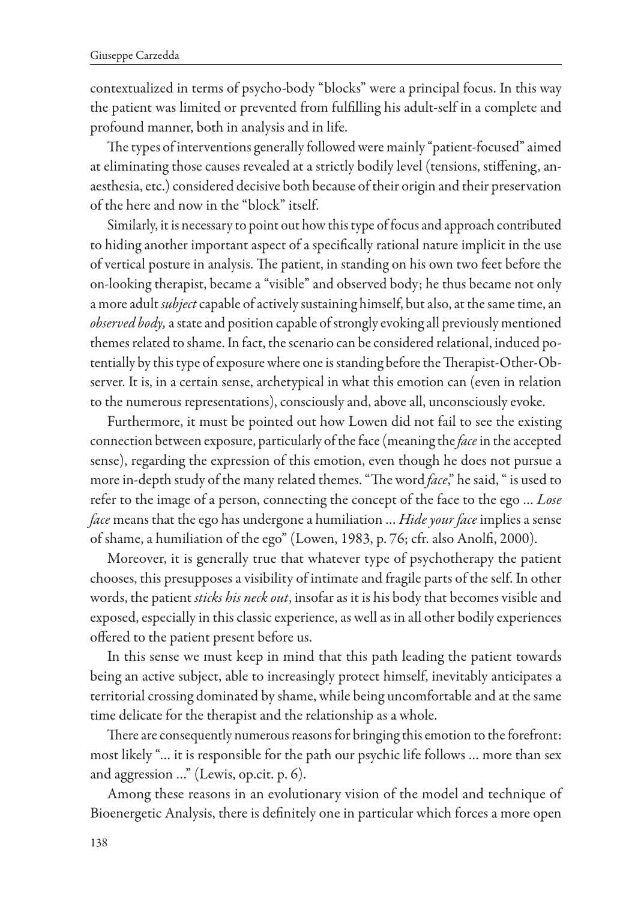contextualized in terms of psycho-body "blocks" were a principal focus. In this way the patient was limited or prevented from fulfilling his adult-self in a complete and profound manner, both in analysis and in life.

The types of interventions generally followed were mainly "patient-focused" aimed at eliminating those causes revealed at a strictly bodily level (tensions, stiffening, anaesthesia, etc.) considered decisive both because of their origin and their preservation of the here and now in the "block" itself.

Similarly, it is necessary to point out how this type of focus and approach contributed to hiding another important aspect of a specifically rational nature implicit in the use of vertical posture in analysis. The patient, in standing on his own two feet before the on-looking therapist, became a "visible" and observed body; he thus became not only a more adult *subject* capable of actively sustaining himself, but also, at the same time, an *observed body,* a state and position capable of strongly evoking all previously mentioned themes related to shame. In fact, the scenario can be considered relational, induced potentially by this type of exposure where one is standing before the Therapist-Other-Observer. It is, in a certain sense, archetypical in what this emotion can (even in relation to the numerous representations), consciously and, above all, unconsciously evoke.

Furthermore, it must be pointed out how Lowen did not fail to see the existing connection between exposure, particularly of the face (meaning the *face* in the accepted sense), regarding the expression of this emotion, even though he does not pursue a more in-depth study of the many related themes. "The word *face*," he said, " is used to refer to the image of a person, connecting the concept of the face to the ego … *Lose face* means that the ego has undergone a humiliation … *Hide your face* implies a sense of shame, a humiliation of the ego" (Lowen, 1983, p. 76; cfr. also Anolfi, 2000).

Moreover, it is generally true that whatever type of psychotherapy the patient chooses, this presupposes a visibility of intimate and fragile parts of the self. In other words, the patient *sticks his neck out*, insofar as it is his body that becomes visible and exposed, especially in this classic experience, as well as in all other bodily experiences offered to the patient present before us.

In this sense we must keep in mind that this path leading the patient towards being an active subject, able to increasingly protect himself, inevitably anticipates a territorial crossing dominated by shame, while being uncomfortable and at the same time delicate for the therapist and the relationship as a whole.

There are consequently numerous reasons for bringing this emotion to the forefront: most likely "… it is responsible for the path our psychic life follows … more than sex and aggression …" (Lewis, op.cit. p. 6).

Among these reasons in an evolutionary vision of the model and technique of Bioenergetic Analysis, there is definitely one in particular which forces a more open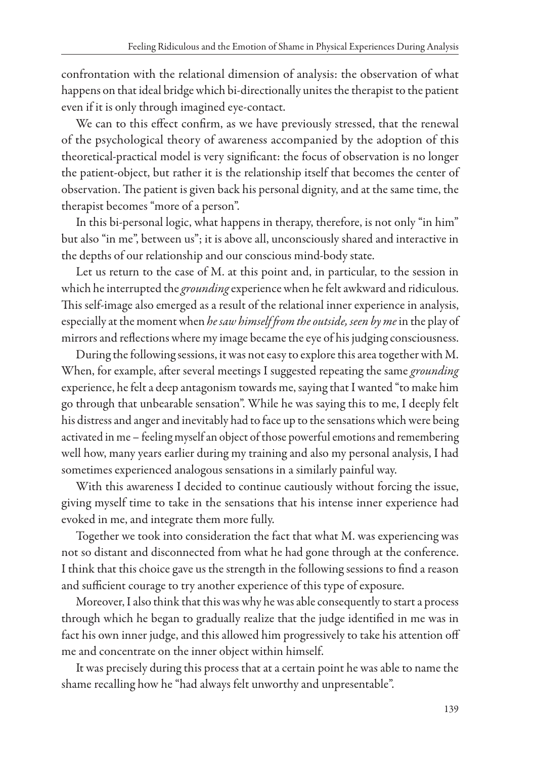confrontation with the relational dimension of analysis: the observation of what happens on that ideal bridge which bi-directionally unites the therapist to the patient even if it is only through imagined eye-contact.

We can to this effect confirm, as we have previously stressed, that the renewal of the psychological theory of awareness accompanied by the adoption of this theoretical-practical model is very significant: the focus of observation is no longer the patient-object, but rather it is the relationship itself that becomes the center of observation. The patient is given back his personal dignity, and at the same time, the therapist becomes "more of a person".

In this bi-personal logic, what happens in therapy, therefore, is not only "in him" but also "in me", between us"; it is above all, unconsciously shared and interactive in the depths of our relationship and our conscious mind-body state.

Let us return to the case of M. at this point and, in particular, to the session in which he interrupted the *grounding* experience when he felt awkward and ridiculous. This self-image also emerged as a result of the relational inner experience in analysis, especially at the moment when *he saw himself from the outside, seen by me* in the play of mirrors and reflections where my image became the eye of his judging consciousness.

During the following sessions, it was not easy to explore this area together with M. When, for example, after several meetings I suggested repeating the same *grounding* experience, he felt a deep antagonism towards me, saying that I wanted "to make him go through that unbearable sensation". While he was saying this to me, I deeply felt his distress and anger and inevitably had to face up to the sensations which were being activated in me – feeling myself an object of those powerful emotions and remembering well how, many years earlier during my training and also my personal analysis, I had sometimes experienced analogous sensations in a similarly painful way.

With this awareness I decided to continue cautiously without forcing the issue, giving myself time to take in the sensations that his intense inner experience had evoked in me, and integrate them more fully.

Together we took into consideration the fact that what M. was experiencing was not so distant and disconnected from what he had gone through at the conference. I think that this choice gave us the strength in the following sessions to find a reason and sufficient courage to try another experience of this type of exposure.

Moreover, I also think that this was why he was able consequently to start a process through which he began to gradually realize that the judge identified in me was in fact his own inner judge, and this allowed him progressively to take his attention off me and concentrate on the inner object within himself.

It was precisely during this process that at a certain point he was able to name the shame recalling how he "had always felt unworthy and unpresentable".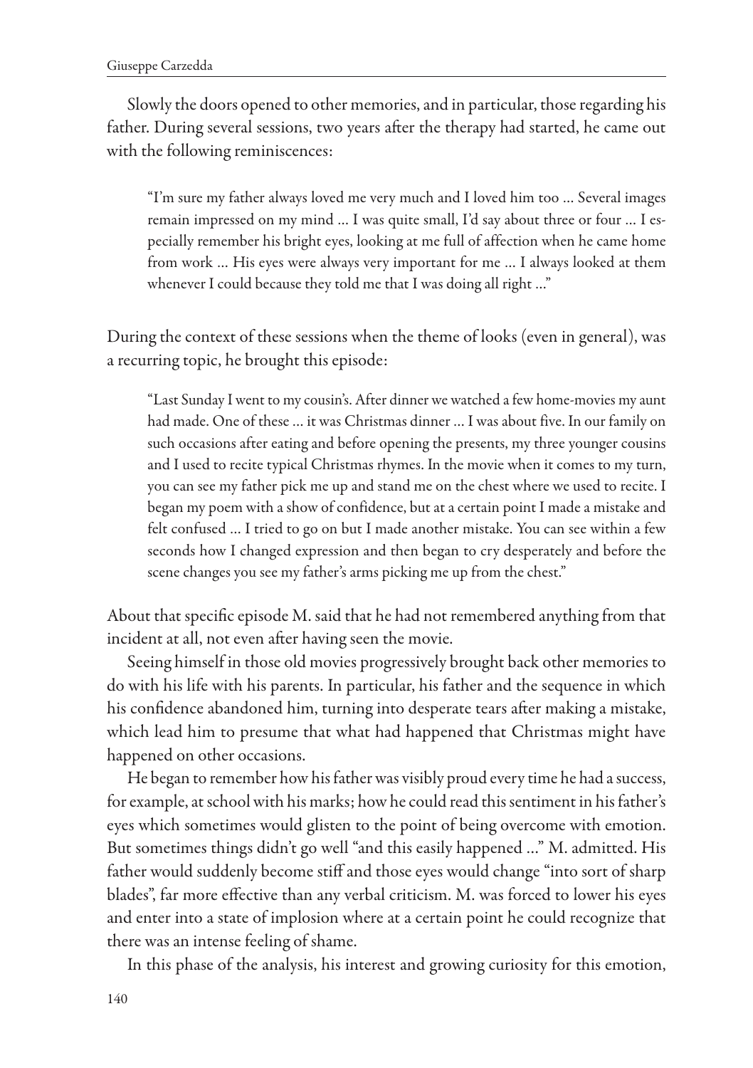Slowly the doors opened to other memories, and in particular, those regarding his father. During several sessions, two years after the therapy had started, he came out with the following reminiscences:

> "I'm sure my father always loved me very much and I loved him too ... Several images remain impressed on my mind ... I was quite small, I'd say about three or four ... I especially remember his bright eyes, looking at me full of affection when he came home from work ... His eyes were always very important for me ... I always looked at them whenever I could because they told me that I was doing all right ..."

During the context of these sessions when the theme of looks (even in general), was a recurring topic, he brought this episode:

> "Last Sunday I went to my cousin's. After dinner we watched a few home-movies my aunt had made. One of these ... it was Christmas dinner ... I was about five. In our family on such occasions after eating and before opening the presents, my three younger cousins and I used to recite typical Christmas rhymes. In the movie when it comes to my turn, you can see my father pick me up and stand me on the chest where we used to recite. I began my poem with a show of confidence, but at a certain point I made a mistake and felt confused ... I tried to go on but I made another mistake. You can see within a few seconds how I changed expression and then began to cry desperately and before the scene changes you see my father's arms picking me up from the chest."

About that specific episode M. said that he had not remembered anything from that incident at all, not even after having seen the movie.

Seeing himself in those old movies progressively brought back other memories to do with his life with his parents. In particular, his father and the sequence in which his confidence abandoned him, turning into desperate tears after making a mistake, which lead him to presume that what had happened that Christmas might have happened on other occasions.

He began to remember how his father was visibly proud every time he had a success, for example, at school with his marks; how he could read this sentiment in his father's eyes which sometimes would glisten to the point of being overcome with emotion. But sometimes things didn't go well "and this easily happened ..." M. admitted. His father would suddenly become stiff and those eyes would change "into sort of sharp blades", far more effective than any verbal criticism. M. was forced to lower his eyes and enter into a state of implosion where at a certain point he could recognize that there was an intense feeling of shame.

In this phase of the analysis, his interest and growing curiosity for this emotion,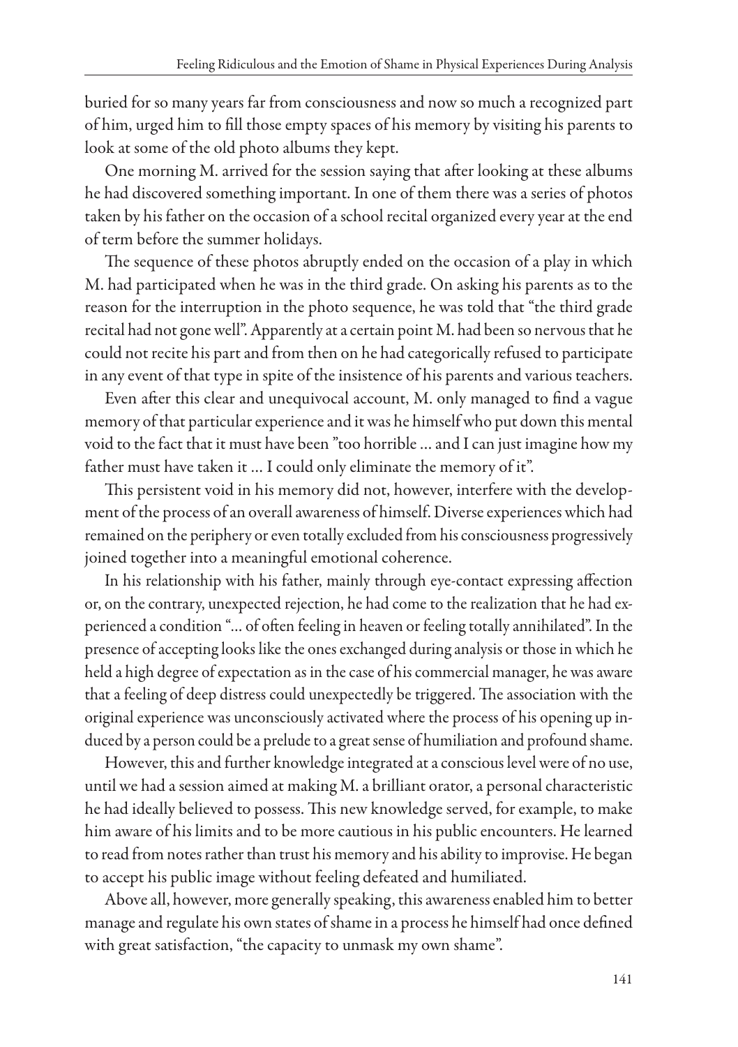buried for so many years far from consciousness and now so much a recognized part of him, urged him to fill those empty spaces of his memory by visiting his parents to look at some of the old photo albums they kept.

One morning M. arrived for the session saying that after looking at these albums he had discovered something important. In one of them there was a series of photos taken by his father on the occasion of a school recital organized every year at the end of term before the summer holidays.

The sequence of these photos abruptly ended on the occasion of a play in which M. had participated when he was in the third grade. On asking his parents as to the reason for the interruption in the photo sequence, he was told that "the third grade recital had not gone well". Apparently at a certain point M. had been so nervous that he could not recite his part and from then on he had categorically refused to participate in any event of that type in spite of the insistence of his parents and various teachers.

Even after this clear and unequivocal account, M. only managed to find a vague memory of that particular experience and it was he himself who put down this mental void to the fact that it must have been "too horrible … and I can just imagine how my father must have taken it … I could only eliminate the memory of it".

This persistent void in his memory did not, however, interfere with the development of the process of an overall awareness of himself. Diverse experiences which had remained on the periphery or even totally excluded from his consciousness progressively joined together into a meaningful emotional coherence.

In his relationship with his father, mainly through eye-contact expressing affection or, on the contrary, unexpected rejection, he had come to the realization that he had experienced a condition "… of often feeling in heaven or feeling totally annihilated". In the presence of accepting looks like the ones exchanged during analysis or those in which he held a high degree of expectation as in the case of his commercial manager, he was aware that a feeling of deep distress could unexpectedly be triggered. The association with the original experience was unconsciously activated where the process of his opening up induced by a person could be a prelude to a great sense of humiliation and profound shame.

However, this and further knowledge integrated at a conscious level were of no use, until we had a session aimed at making M. a brilliant orator, a personal characteristic he had ideally believed to possess. This new knowledge served, for example, to make him aware of his limits and to be more cautious in his public encounters. He learned to read from notes rather than trust his memory and his ability to improvise. He began to accept his public image without feeling defeated and humiliated.

Above all, however, more generally speaking, this awareness enabled him to better manage and regulate his own states of shame in a process he himself had once defined with great satisfaction, "the capacity to unmask my own shame".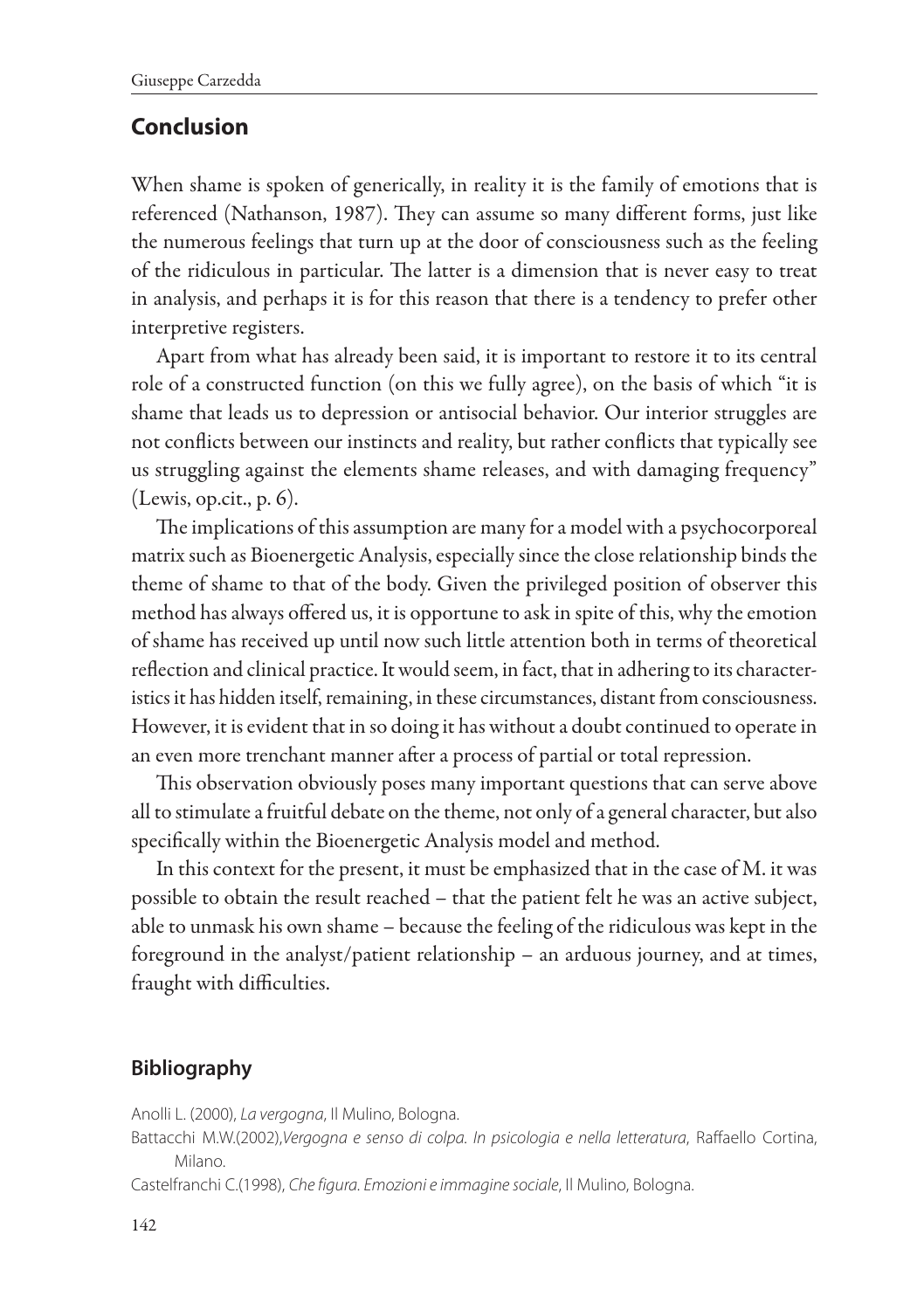## Conclusion

When shame is spoken of generically, in reality it is the family of emotions that is referenced (Nathanson, 1987). They can assume so many different forms, just like the numerous feelings that turn up at the door of consciousness such as the feeling of the ridiculous in particular. The latter is a dimension that is never easy to treat in analysis, and perhaps it is for this reason that there is a tendency to prefer other interpretive registers.

Apart from what has already been said, it is important to restore it to its central role of a constructed function (on this we fully agree), on the basis of which "it is shame that leads us to depression or antisocial behavior. Our interior struggles are not conflicts between our instincts and reality, but rather conflicts that typically see us struggling against the elements shame releases, and with damaging frequency" (Lewis, op.cit., p. 6).

The implications of this assumption are many for a model with a psychocorporeal matrix such as Bioenergetic Analysis, especially since the close relationship binds the theme of shame to that of the body. Given the privileged position of observer this method has always offered us, it is opportune to ask in spite of this, why the emotion of shame has received up until now such little attention both in terms of theoretical reflection and clinical practice. It would seem, in fact, that in adhering to its characteristics it has hidden itself, remaining, in these circumstances, distant from consciousness. However, it is evident that in so doing it has without a doubt continued to operate in an even more trenchant manner after a process of partial or total repression.

This observation obviously poses many important questions that can serve above all to stimulate a fruitful debate on the theme, not only of a general character, but also specifically within the Bioenergetic Analysis model and method.

In this context for the present, it must be emphasized that in the case of M. it was possible to obtain the result reached – that the patient felt he was an active subject, able to unmask his own shame – because the feeling of the ridiculous was kept in the foreground in the analyst/patient relationship – an arduous journey, and at times, fraught with difficulties.

## Bibliography

Anolli L. (2000), *La vergogna*, Il Mulino, Bologna.

Battacchi M.W.(2002),*Vergogna e senso di colpa. In psicologia e nella letteratura*, Raffaello Cortina, Milano.

Castelfranchi C.(1998), *Che figura. Emozioni e immagine sociale*, Il Mulino, Bologna.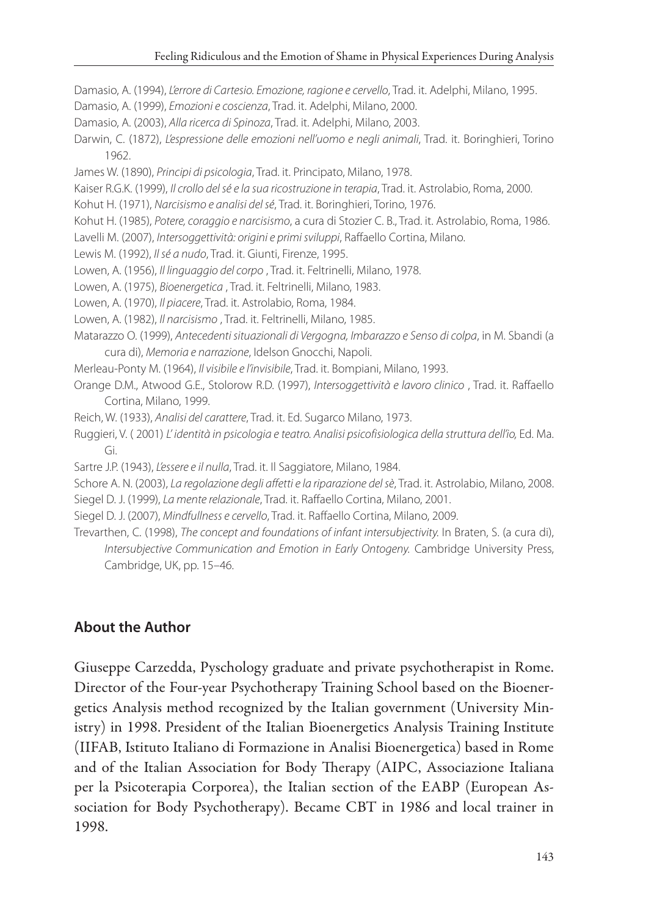Damasio, A. (1994), *L'errore di Cartesio. Emozione, ragione e cervello*, Trad. it. Adelphi, Milano, 1995.

Damasio, A. (1999), *Emozioni e coscienza*, Trad. it. Adelphi, Milano, 2000.

Damasio, A. (2003), *Alla ricerca di Spinoza*, Trad. it. Adelphi, Milano, 2003.

Darwin, C. (1872), *L'espressione delle emozioni nell'uomo e negli animali*, Trad. it. Boringhieri, Torino 1962.

James W. (1890), *Principi di psicologia*, Trad. it. Principato, Milano, 1978.

Kaiser R.G.K. (1999), *Il crollo del sé e la sua ricostruzione in terapia*, Trad. it. Astrolabio, Roma, 2000.

Kohut H. (1971), *Narcisismo e analisi del sé*, Trad. it. Boringhieri, Torino, 1976.

Kohut H. (1985), *Potere, coraggio e narcisismo*, a cura di Stozier C. B., Trad. it. Astrolabio, Roma, 1986.

Lavelli M. (2007), *Intersoggettività: origini e primi sviluppi*, Raffaello Cortina, Milano.

Lewis M. (1992), *Il sé a nudo*, Trad. it. Giunti, Firenze, 1995.

Lowen, A. (1956), *Il linguaggio del corpo* , Trad. it. Feltrinelli, Milano, 1978.

Lowen, A. (1975), *Bioenergetica* , Trad. it. Feltrinelli, Milano, 1983.

Lowen, A. (1970), *Il piacere*, Trad. it. Astrolabio, Roma, 1984.

Lowen, A. (1982), *Il narcisismo* , Trad. it. Feltrinelli, Milano, 1985.

Matarazzo O. (1999), *Antecedenti situazionali di Vergogna, Imbarazzo e Senso di colpa*, in M. Sbandi (a cura di), *Memoria e narrazione*, Idelson Gnocchi, Napoli.

Merleau-Ponty M. (1964), *Il visibile e l'invisibile*, Trad. it. Bompiani, Milano, 1993.

Orange D.M., Atwood G.E., Stolorow R.D. (1997), *Intersoggettività e lavoro clinico* , Trad. it. Raffaello Cortina, Milano, 1999.

Reich, W. (1933), *Analisi del carattere*, Trad. it. Ed. Sugarco Milano, 1973.

Ruggieri, V. ( 2001) *L' identità in psicologia e teatro. Analisi psicofisiologica della struttura dell'io,* Ed. Ma. Gi.

Sartre J.P. (1943), *L'essere e il nulla*, Trad. it. Il Saggiatore, Milano, 1984.

Schore A. N. (2003), *La regolazione degli affetti e la riparazione del sè*, Trad. it. Astrolabio, Milano, 2008.

Siegel D. J. (1999), *La mente relazionale*, Trad. it. Raffaello Cortina, Milano, 2001.

Siegel D. J. (2007), *Mindfullness e cervello*, Trad. it. Raffaello Cortina, Milano, 2009.

Trevarthen, C. (1998), *The concept and foundations of infant intersubjectivity.* In Braten, S. (a cura di), *Intersubjective Communication and Emotion in Early Ontogeny.* Cambridge University Press, Cambridge, UK, pp. 15–46.

## About the Author

Giuseppe Carzedda, Pyschology graduate and private psychotherapist in Rome. Director of the Four-year Psychotherapy Training School based on the Bioenergetics Analysis method recognized by the Italian government (University Ministry) in 1998. President of the Italian Bioenergetics Analysis Training Institute (IIFAB, Istituto Italiano di Formazione in Analisi Bioenergetica) based in Rome and of the Italian Association for Body Therapy (AIPC, Associazione Italiana per la Psicoterapia Corporea), the Italian section of the EABP (European Association for Body Psychotherapy). Became CBT in 1986 and local trainer in 1998.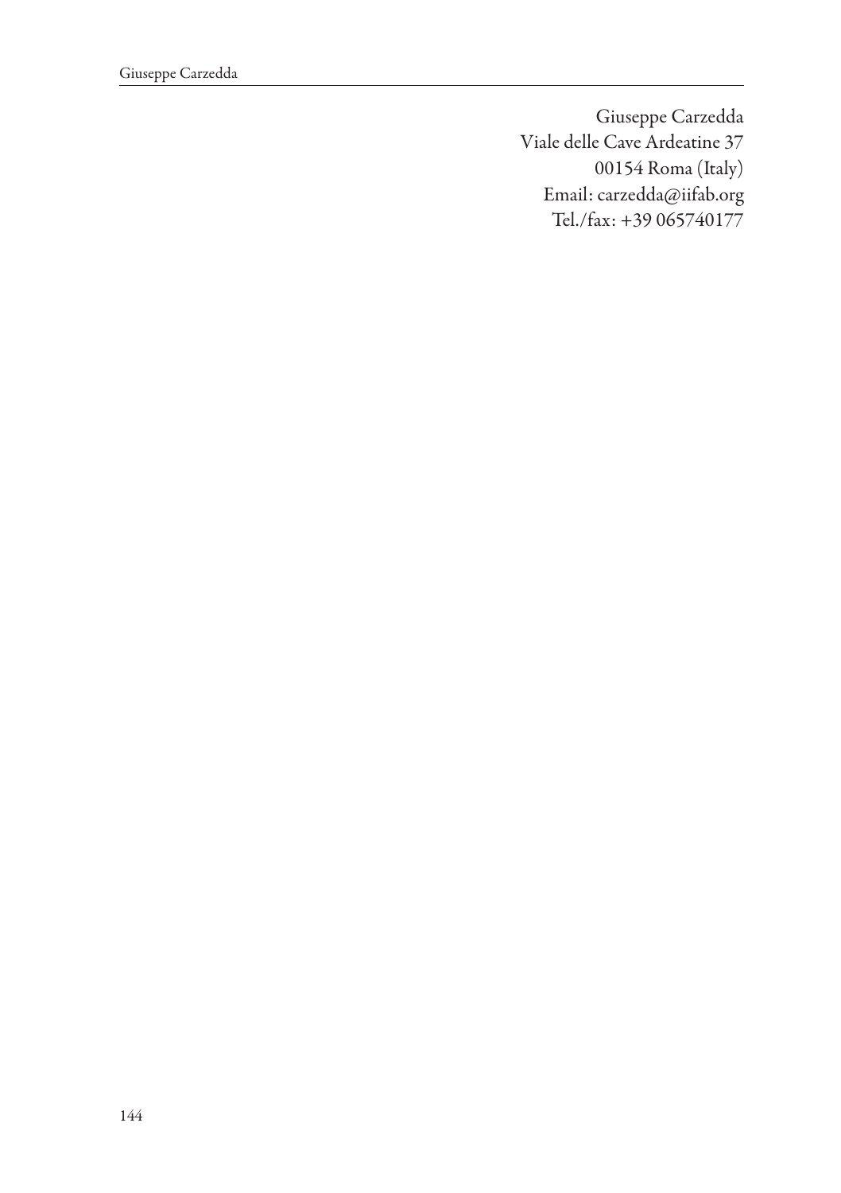Giuseppe Carzedda  
Viale delle Cave Ardeatine 37  
00154 Roma (Italy)  
Email: carzedda@iifab.org  
Tel./fax: +39 065740177